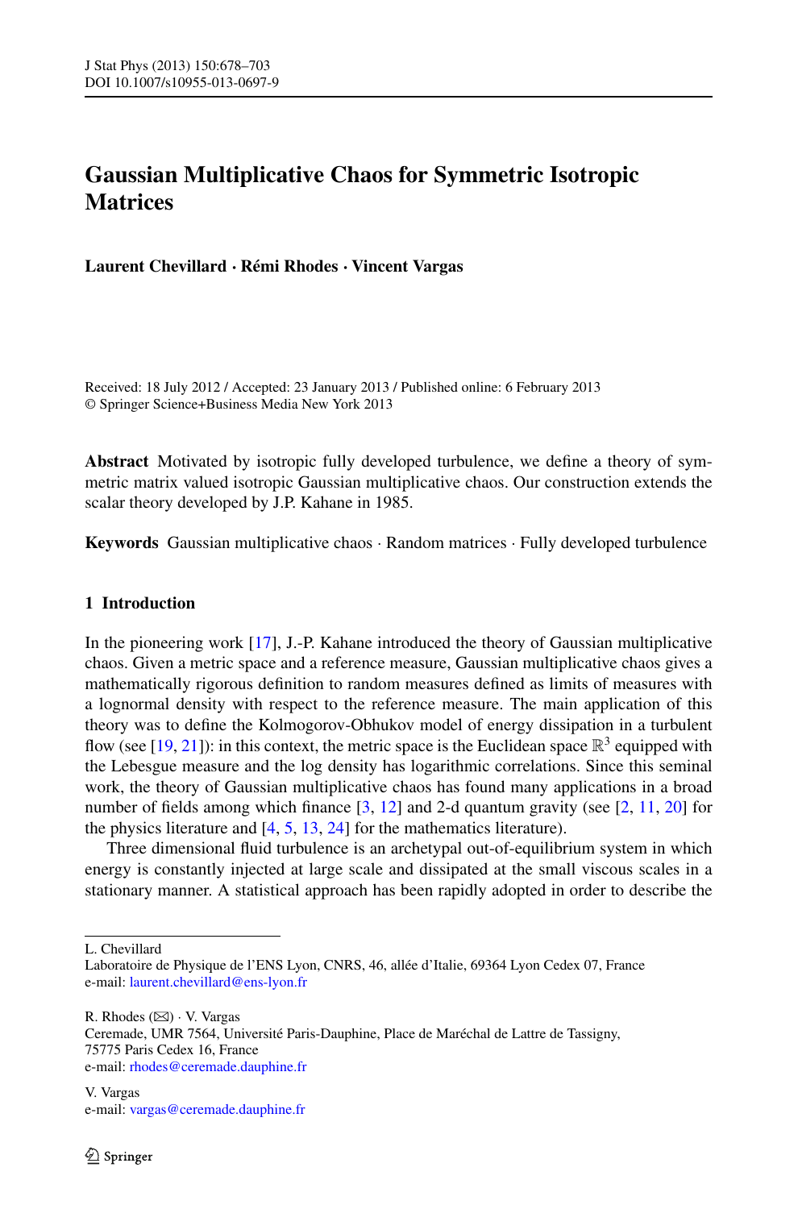# Gaussian Multiplicative Chaos for Symmetric Isotropic Matrices

**Laurent Chevillard · Rémi Rhodes · Vincent Vargas**

Received: 18 July 2012 / Accepted: 23 January 2013 / Published online: 6 February 2013
© Springer Science+Business Media New York 2013

**Abstract** Motivated by isotropic fully developed turbulence, we define a theory of symmetric matrix valued isotropic Gaussian multiplicative chaos. Our construction extends the scalar theory developed by J.P. Kahane in 1985.

**Keywords** Gaussian multiplicative chaos · Random matrices · Fully developed turbulence

## 1 Introduction

In the pioneering work [17], J.-P. Kahane introduced the theory of Gaussian multiplicative chaos. Given a metric space and a reference measure, Gaussian multiplicative chaos gives a mathematically rigorous definition to random measures defined as limits of measures with a lognormal density with respect to the reference measure. The main application of this theory was to define the Kolmogorov-Obhukov model of energy dissipation in a turbulent flow (see [19, 21]): in this context, the metric space is the Euclidean space $\mathbb{R}^3$ equipped with the Lebesgue measure and the log density has logarithmic correlations. Since this seminal work, the theory of Gaussian multiplicative chaos has found many applications in a broad number of fields among which finance [3, 12] and 2-d quantum gravity (see [2, 11, 20] for the physics literature and [4, 5, 13, 24] for the mathematics literature).

Three dimensional fluid turbulence is an archetypal out-of-equilibrium system in which energy is constantly injected at large scale and dissipated at the small viscous scales in a stationary manner. A statistical approach has been rapidly adopted in order to describe the

---

L. Chevillard
Laboratoire de Physique de l'ENS Lyon, CNRS, 46, allée d'Italie, 69364 Lyon Cedex 07, France
e-mail: laurent.chevillard@ens-lyon.fr

R. Rhodes (✉) · V. Vargas
Ceremade, UMR 7564, Université Paris-Dauphine, Place de Maréchal de Lattre de Tassigny, 75775 Paris Cedex 16, France
e-mail: rhodes@ceremade.dauphine.fr

V. Vargas
e-mail: vargas@ceremade.dauphine.fr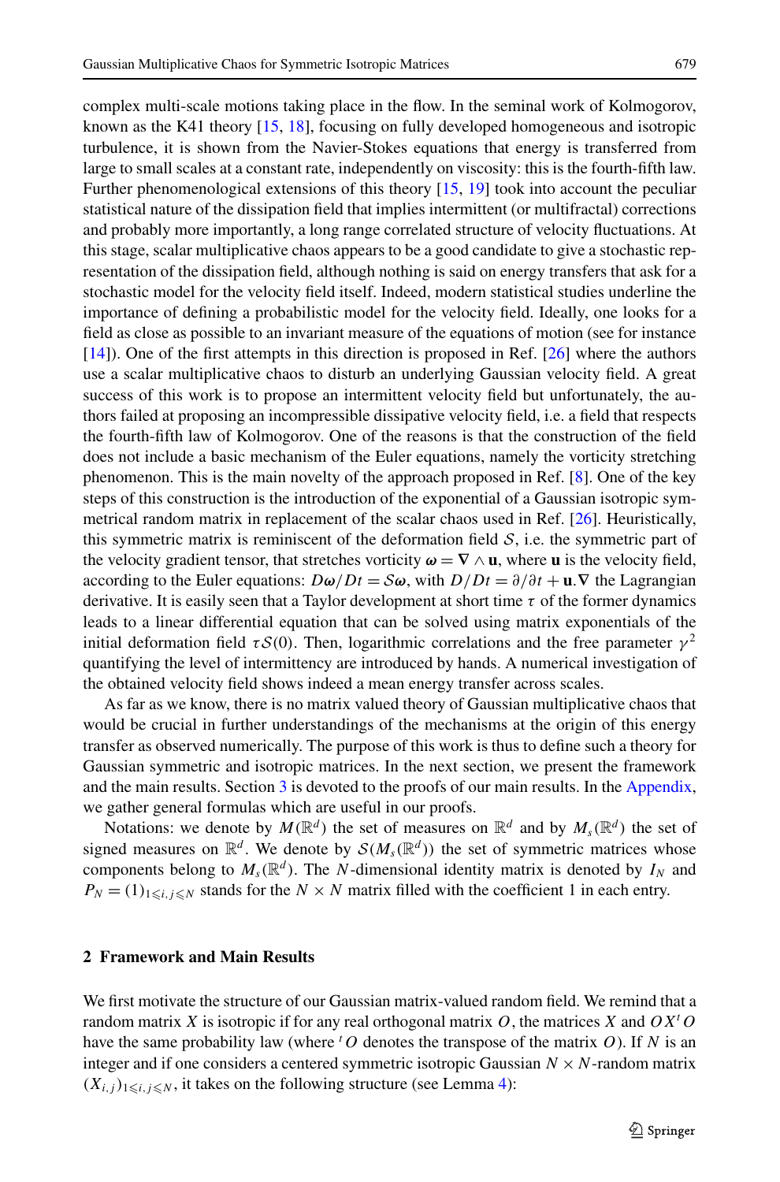complex multi-scale motions taking place in the flow. In the seminal work of Kolmogorov, known as the K41 theory [15, 18], focusing on fully developed homogeneous and isotropic turbulence, it is shown from the Navier-Stokes equations that energy is transferred from large to small scales at a constant rate, independently on viscosity: this is the fourth-fifth law. Further phenomenological extensions of this theory [15, 19] took into account the peculiar statistical nature of the dissipation field that implies intermittent (or multifractal) corrections and probably more importantly, a long range correlated structure of velocity fluctuations. At this stage, scalar multiplicative chaos appears to be a good candidate to give a stochastic representation of the dissipation field, although nothing is said on energy transfers that ask for a stochastic model for the velocity field itself. Indeed, modern statistical studies underline the importance of defining a probabilistic model for the velocity field. Ideally, one looks for a field as close as possible to an invariant measure of the equations of motion (see for instance [14]). One of the first attempts in this direction is proposed in Ref. [26] where the authors use a scalar multiplicative chaos to disturb an underlying Gaussian velocity field. A great success of this work is to propose an intermittent velocity field but unfortunately, the authors failed at proposing an incompressible dissipative velocity field, i.e. a field that respects the fourth-fifth law of Kolmogorov. One of the reasons is that the construction of the field does not include a basic mechanism of the Euler equations, namely the vorticity stretching phenomenon. This is the main novelty of the approach proposed in Ref. [8]. One of the key steps of this construction is the introduction of the exponential of a Gaussian isotropic symmetrical random matrix in replacement of the scalar chaos used in Ref. [26]. Heuristically, this symmetric matrix is reminiscent of the deformation field $\mathcal{S}$, i.e. the symmetric part of the velocity gradient tensor, that stretches vorticity $\boldsymbol{\omega} = \boldsymbol{\nabla} \wedge \mathbf{u}$, where $\mathbf{u}$ is the velocity field, according to the Euler equations: $D\boldsymbol{\omega}/Dt = \mathcal{S}\boldsymbol{\omega}$, with $D/Dt = \partial/\partial t + \mathbf{u}.\boldsymbol{\nabla}$ the Lagrangian derivative. It is easily seen that a Taylor development at short time $\tau$ of the former dynamics leads to a linear differential equation that can be solved using matrix exponentials of the initial deformation field $\tau\mathcal{S}(0)$. Then, logarithmic correlations and the free parameter $\gamma^2$ quantifying the level of intermittency are introduced by hands. A numerical investigation of the obtained velocity field shows indeed a mean energy transfer across scales.

As far as we know, there is no matrix valued theory of Gaussian multiplicative chaos that would be crucial in further understandings of the mechanisms at the origin of this energy transfer as observed numerically. The purpose of this work is thus to define such a theory for Gaussian symmetric and isotropic matrices. In the next section, we present the framework and the main results. Section 3 is devoted to the proofs of our main results. In the Appendix, we gather general formulas which are useful in our proofs.

Notations: we denote by $M(\mathbb{R}^d)$ the set of measures on $\mathbb{R}^d$ and by $M_s(\mathbb{R}^d)$ the set of signed measures on $\mathbb{R}^d$. We denote by $\mathcal{S}(M_s(\mathbb{R}^d))$ the set of symmetric matrices whose components belong to $M_s(\mathbb{R}^d)$. The $N$-dimensional identity matrix is denoted by $I_N$ and $P_N = (1)_{1\leqslant i,j\leqslant N}$ stands for the $N \times N$ matrix filled with the coefficient 1 in each entry.

## 2 Framework and Main Results

We first motivate the structure of our Gaussian matrix-valued random field. We remind that a random matrix $X$ is isotropic if for any real orthogonal matrix $O$, the matrices $X$ and $OX\,{}^tO$ have the same probability law (where ${}^tO$ denotes the transpose of the matrix $O$). If $N$ is an integer and if one considers a centered symmetric isotropic Gaussian $N \times N$-random matrix $(X_{i,j})_{1\leqslant i,j\leqslant N}$, it takes on the following structure (see Lemma 4):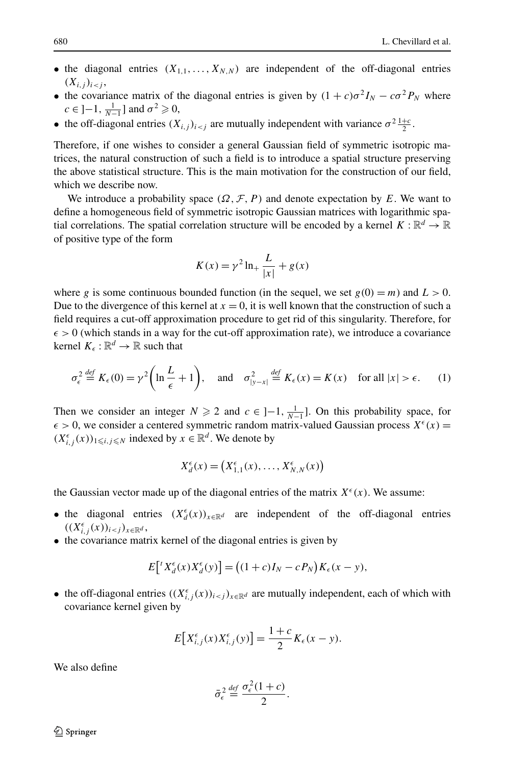- the diagonal entries $(X_{1,1}, \dots, X_{N,N})$ are independent of the off-diagonal entries $(X_{i,j})_{i<j}$,
- the covariance matrix of the diagonal entries is given by $(1+c)\sigma^2 I_N - c\sigma^2 P_N$ where $c \in ]-1, \frac{1}{N-1}]$ and $\sigma^2 \geqslant 0$,
- the off-diagonal entries $(X_{i,j})_{i<j}$ are mutually independent with variance $\sigma^2 \frac{1+c}{2}$.

Therefore, if one wishes to consider a general Gaussian field of symmetric isotropic matrices, the natural construction of such a field is to introduce a spatial structure preserving the above statistical structure. This is the main motivation for the construction of our field, which we describe now.

We introduce a probability space $(\Omega, \mathcal{F}, P)$ and denote expectation by $E$. We want to define a homogeneous field of symmetric isotropic Gaussian matrices with logarithmic spatial correlations. The spatial correlation structure will be encoded by a kernel $K : \mathbb{R}^d \to \mathbb{R}$ of positive type of the form

$$K(x) = \gamma^2 \ln_+ \frac{L}{|x|} + g(x)$$

where $g$ is some continuous bounded function (in the sequel, we set $g(0) = m$) and $L > 0$. Due to the divergence of this kernel at $x = 0$, it is well known that the construction of such a field requires a cut-off approximation procedure to get rid of this singularity. Therefore, for $\epsilon > 0$ (which stands in a way for the cut-off approximation rate), we introduce a covariance kernel $K_\epsilon : \mathbb{R}^d \to \mathbb{R}$ such that

$$\sigma_\epsilon^2 \overset{def}{=} K_\epsilon(0) = \gamma^2\left(\ln \frac{L}{\epsilon} + 1\right), \quad \text{and} \quad \sigma_{|y-x|}^2 \overset{def}{=} K_\epsilon(x) = K(x) \quad \text{for all } |x| > \epsilon. \tag{1}$$

Then we consider an integer $N \geqslant 2$ and $c \in ]-1, \frac{1}{N-1}]$. On this probability space, for $\epsilon > 0$, we consider a centered symmetric random matrix-valued Gaussian process $X^\epsilon(x) = (X_{i,j}^\epsilon(x))_{1 \leqslant i,j \leqslant N}$ indexed by $x \in \mathbb{R}^d$. We denote by

$$X_d^\epsilon(x) = \left(X_{1,1}^\epsilon(x), \dots, X_{N,N}^\epsilon(x)\right)$$

the Gaussian vector made up of the diagonal entries of the matrix $X^\epsilon(x)$. We assume:

- the diagonal entries $(X_d^\epsilon(x))_{x \in \mathbb{R}^d}$ are independent of the off-diagonal entries $((X_{i,j}^\epsilon(x))_{i<j})_{x \in \mathbb{R}^d}$,
- the covariance matrix kernel of the diagonal entries is given by

$$E\left[{}^t X_d^\epsilon(x) X_d^\epsilon(y)\right] = \left((1+c)I_N - cP_N\right) K_\epsilon(x-y),$$

- the off-diagonal entries $((X_{i,j}^\epsilon(x))_{i<j})_{x \in \mathbb{R}^d}$ are mutually independent, each of which with covariance kernel given by

$$E\left[X_{i,j}^\epsilon(x) X_{i,j}^\epsilon(y)\right] = \frac{1+c}{2} K_\epsilon(x-y).$$

We also define

$$\bar{\sigma}_\epsilon^2 \overset{def}{=} \frac{\sigma_\epsilon^2(1+c)}{2}.$$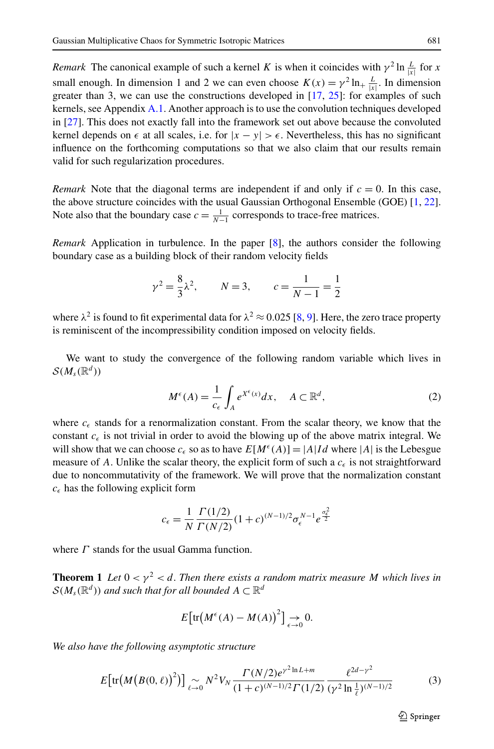*Remark* The canonical example of such a kernel $K$ is when it coincides with $\gamma^2 \ln \frac{L}{|x|}$ for $x$ small enough. In dimension 1 and 2 we can even choose $K(x) = \gamma^2 \ln_+ \frac{L}{|x|}$. In dimension greater than 3, we can use the constructions developed in [17, 25]: for examples of such kernels, see Appendix A.1. Another approach is to use the convolution techniques developed in [27]. This does not exactly fall into the framework set out above because the convoluted kernel depends on $\epsilon$ at all scales, i.e. for $|x-y| > \epsilon$. Nevertheless, this has no significant influence on the forthcoming computations so that we also claim that our results remain valid for such regularization procedures.

*Remark* Note that the diagonal terms are independent if and only if $c = 0$. In this case, the above structure coincides with the usual Gaussian Orthogonal Ensemble (GOE) [1, 22]. Note also that the boundary case $c = \frac{1}{N-1}$ corresponds to trace-free matrices.

*Remark* Application in turbulence. In the paper [8], the authors consider the following boundary case as a building block of their random velocity fields

$$\gamma^2 = \frac{8}{3}\lambda^2, \qquad N = 3, \qquad c = \frac{1}{N-1} = \frac{1}{2}$$

where $\lambda^2$ is found to fit experimental data for $\lambda^2 \approx 0.025$ [8, 9]. Here, the zero trace property is reminiscent of the incompressibility condition imposed on velocity fields.

We want to study the convergence of the following random variable which lives in $\mathcal{S}(M_s(\mathbb{R}^d))$

$$M^\epsilon(A) = \frac{1}{c_\epsilon} \int_A e^{X^\epsilon(x)} dx, \quad A \subset \mathbb{R}^d, \tag{2}$$

where $c_\epsilon$ stands for a renormalization constant. From the scalar theory, we know that the constant $c_\epsilon$ is not trivial in order to avoid the blowing up of the above matrix integral. We will show that we can choose $c_\epsilon$ so as to have $E[M^\epsilon(A)] = |A| Id$ where $|A|$ is the Lebesgue measure of $A$. Unlike the scalar theory, the explicit form of such a $c_\epsilon$ is not straightforward due to noncommutativity of the framework. We will prove that the normalization constant $c_\epsilon$ has the following explicit form

$$c_\epsilon = \frac{1}{N} \frac{\Gamma(1/2)}{\Gamma(N/2)} (1+c)^{(N-1)/2} \sigma_\epsilon^{N-1} e^{\frac{\sigma_\epsilon^2}{2}}$$

where $\Gamma$ stands for the usual Gamma function.

**Theorem 1** *Let $0 < \gamma^2 < d$. Then there exists a random matrix measure $M$ which lives in $\mathcal{S}(M_s(\mathbb{R}^d))$ and such that for all bounded $A \subset \mathbb{R}^d$*

$$E\big[\mathrm{tr}\big(M^\epsilon(A) - M(A)\big)^2\big] \underset{\epsilon \to 0}{\to} 0.$$

*We also have the following asymptotic structure*

$$E\big[\mathrm{tr}\big(M\big(B(0,\ell)\big)^2\big)\big] \underset{\ell \to 0}{\sim} N^2 V_N \frac{\Gamma(N/2) e^{\gamma^2 \ln L + m}}{(1+c)^{(N-1)/2} \Gamma(1/2)} \frac{\ell^{2d-\gamma^2}}{(\gamma^2 \ln \frac{1}{\ell})^{(N-1)/2}} \tag{3}$$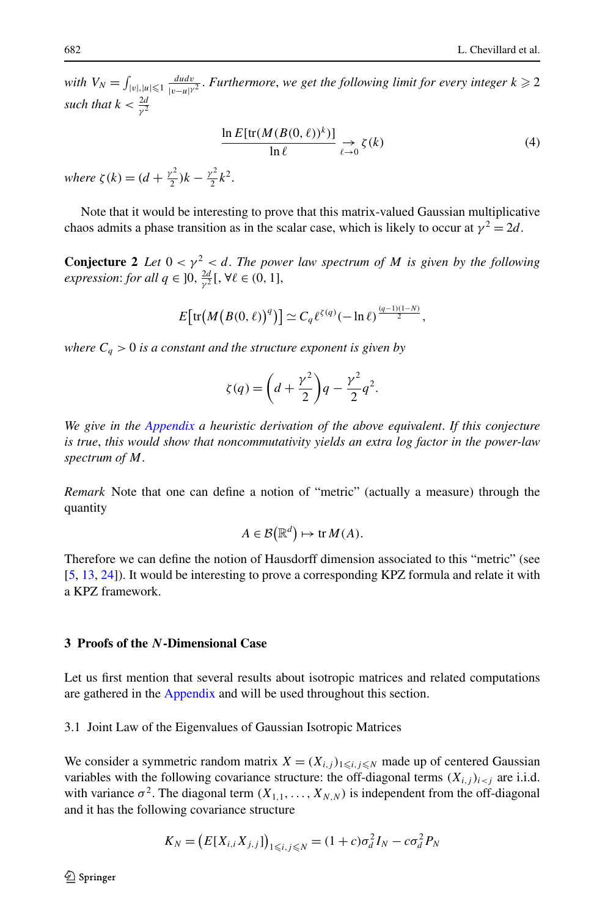*with* $V_N = \int_{|v|,|u|\leqslant 1} \frac{du dv}{|v-u|^{\gamma^2}}$. *Furthermore, we get the following limit for every integer* $k \geqslant 2$ *such that* $k < \frac{2d}{\gamma^2}$

$$\frac{\ln E[\operatorname{tr}(M(B(0,\ell))^k)]}{\ln \ell} \underset{\ell \to 0}{\to} \zeta(k) \tag{4}$$

*where* $\zeta(k) = (d + \frac{\gamma^2}{2})k - \frac{\gamma^2}{2}k^2$.

Note that it would be interesting to prove that this matrix-valued Gaussian multiplicative chaos admits a phase transition as in the scalar case, which is likely to occur at $\gamma^2 = 2d$.

**Conjecture 2** *Let* $0 < \gamma^2 < d$. *The power law spectrum of* $M$ *is given by the following expression*: *for all* $q \in ]0, \frac{2d}{\gamma^2}[$, $\forall \ell \in (0,1]$,

$$E\big[\operatorname{tr}\big(M\big(B(0,\ell)\big)^q\big)\big] \simeq C_q \ell^{\zeta(q)}(-\ln \ell)^{\frac{(q-1)(1-N)}{2}},$$

*where* $C_q > 0$ *is a constant and the structure exponent is given by*

$$\zeta(q) = \left(d + \frac{\gamma^2}{2}\right)q - \frac{\gamma^2}{2}q^2.$$

*We give in the Appendix a heuristic derivation of the above equivalent. If this conjecture is true, this would show that noncommutativity yields an extra log factor in the power-law spectrum of* $M$.

*Remark* Note that one can define a notion of "metric" (actually a measure) through the quantity

$$A \in \mathcal{B}\big(\mathbb{R}^d\big) \mapsto \operatorname{tr} M(A).$$

Therefore we can define the notion of Hausdorff dimension associated to this "metric" (see [5, 13, 24]). It would be interesting to prove a corresponding KPZ formula and relate it with a KPZ framework.

## 3 Proofs of the $N$-Dimensional Case

Let us first mention that several results about isotropic matrices and related computations are gathered in the Appendix and will be used throughout this section.

### 3.1 Joint Law of the Eigenvalues of Gaussian Isotropic Matrices

We consider a symmetric random matrix $X = (X_{i,j})_{1\leqslant i,j\leqslant N}$ made up of centered Gaussian variables with the following covariance structure: the off-diagonal terms $(X_{i,j})_{i<j}$ are i.i.d. with variance $\sigma^2$. The diagonal term $(X_{1,1}, \dots, X_{N,N})$ is independent from the off-diagonal and it has the following covariance structure

$$K_N = \big(E[X_{i,i}X_{j,j}]\big)_{1\leqslant i,j\leqslant N} = (1+c)\sigma_d^2 I_N - c\sigma_d^2 P_N$$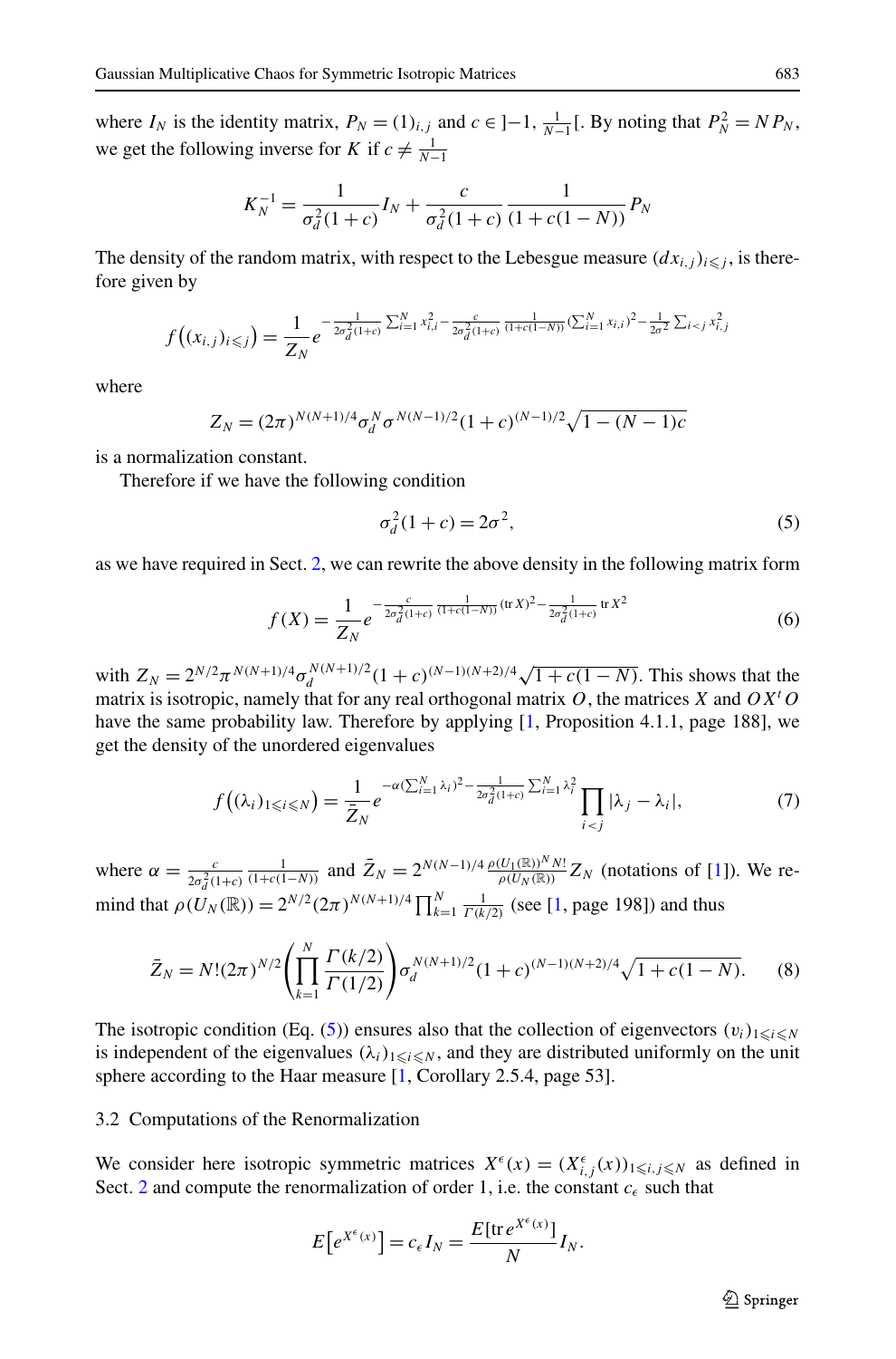where $I_N$ is the identity matrix, $P_N = (1)_{i,j}$ and $c \in ]-1, \frac{1}{N-1}[$. By noting that $P_N^2 = N P_N$, we get the following inverse for $K$ if $c \neq \frac{1}{N-1}$

$$K_N^{-1} = \frac{1}{\sigma_d^2(1+c)} I_N + \frac{c}{\sigma_d^2(1+c)} \frac{1}{(1+c(1-N))} P_N$$

The density of the random matrix, with respect to the Lebesgue measure $(dx_{i,j})_{i \leqslant j}$, is therefore given by

$$f\big((x_{i,j})_{i \leqslant j}\big) = \frac{1}{Z_N} e^{-\frac{1}{2\sigma_d^2(1+c)} \sum_{i=1}^N x_{i,i}^2 - \frac{c}{2\sigma_d^2(1+c)} \frac{1}{(1+c(1-N))} (\sum_{i=1}^N x_{i,i})^2 - \frac{1}{2\sigma^2} \sum_{i<j} x_{i,j}^2}$$

where

$$Z_N = (2\pi)^{N(N+1)/4} \sigma_d^N \sigma^{N(N-1)/2} (1+c)^{(N-1)/2} \sqrt{1-(N-1)c}$$

is a normalization constant.

Therefore if we have the following condition

$$\sigma_d^2(1+c) = 2\sigma^2, \tag{5}$$

as we have required in Sect. 2, we can rewrite the above density in the following matrix form

$$f(X) = \frac{1}{Z_N} e^{-\frac{c}{2\sigma_d^2(1+c)} \frac{1}{(1+c(1-N))} (\operatorname{tr} X)^2 - \frac{1}{2\sigma_d^2(1+c)} \operatorname{tr} X^2} \tag{6}$$

with $Z_N = 2^{N/2} \pi^{N(N+1)/4} \sigma_d^{N(N+1)/2} (1+c)^{(N-1)(N+2)/4} \sqrt{1+c(1-N)}$. This shows that the matrix is isotropic, namely that for any real orthogonal matrix $O$, the matrices $X$ and $OX^tO$ have the same probability law. Therefore by applying [1, Proposition 4.1.1, page 188], we get the density of the unordered eigenvalues

$$f\big((\lambda_i)_{1 \leqslant i \leqslant N}\big) = \frac{1}{\bar{Z}_N} e^{-\alpha(\sum_{i=1}^N \lambda_i)^2 - \frac{1}{2\sigma_d^2(1+c)} \sum_{i=1}^N \lambda_i^2} \prod_{i<j} |\lambda_j - \lambda_i|, \tag{7}$$

where $\alpha = \frac{c}{2\sigma_d^2(1+c)} \frac{1}{(1+c(1-N))}$ and $\bar{Z}_N = 2^{N(N-1)/4} \frac{\rho(U_1(\mathbb{R}))^N N!}{\rho(U_N(\mathbb{R}))} Z_N$ (notations of [1]). We remind that $\rho(U_N(\mathbb{R})) = 2^{N/2} (2\pi)^{N(N+1)/4} \prod_{k=1}^N \frac{1}{\Gamma(k/2)}$ (see [1, page 198]) and thus

$$\bar{Z}_N = N!(2\pi)^{N/2} \left( \prod_{k=1}^N \frac{\Gamma(k/2)}{\Gamma(1/2)} \right) \sigma_d^{N(N+1)/2} (1+c)^{(N-1)(N+2)/4} \sqrt{1+c(1-N)}. \tag{8}$$

The isotropic condition (Eq. (5)) ensures also that the collection of eigenvectors $(v_i)_{1 \leqslant i \leqslant N}$ is independent of the eigenvalues $(\lambda_i)_{1 \leqslant i \leqslant N}$, and they are distributed uniformly on the unit sphere according to the Haar measure [1, Corollary 2.5.4, page 53].

### 3.2 Computations of the Renormalization

We consider here isotropic symmetric matrices $X^\epsilon(x) = (X_{i,j}^\epsilon(x))_{1 \leqslant i,j \leqslant N}$ as defined in Sect. 2 and compute the renormalization of order 1, i.e. the constant $c_\epsilon$ such that

$$E\big[e^{X^\epsilon(x)}\big] = c_\epsilon I_N = \frac{E[\operatorname{tr} e^{X^\epsilon(x)}]}{N} I_N.$$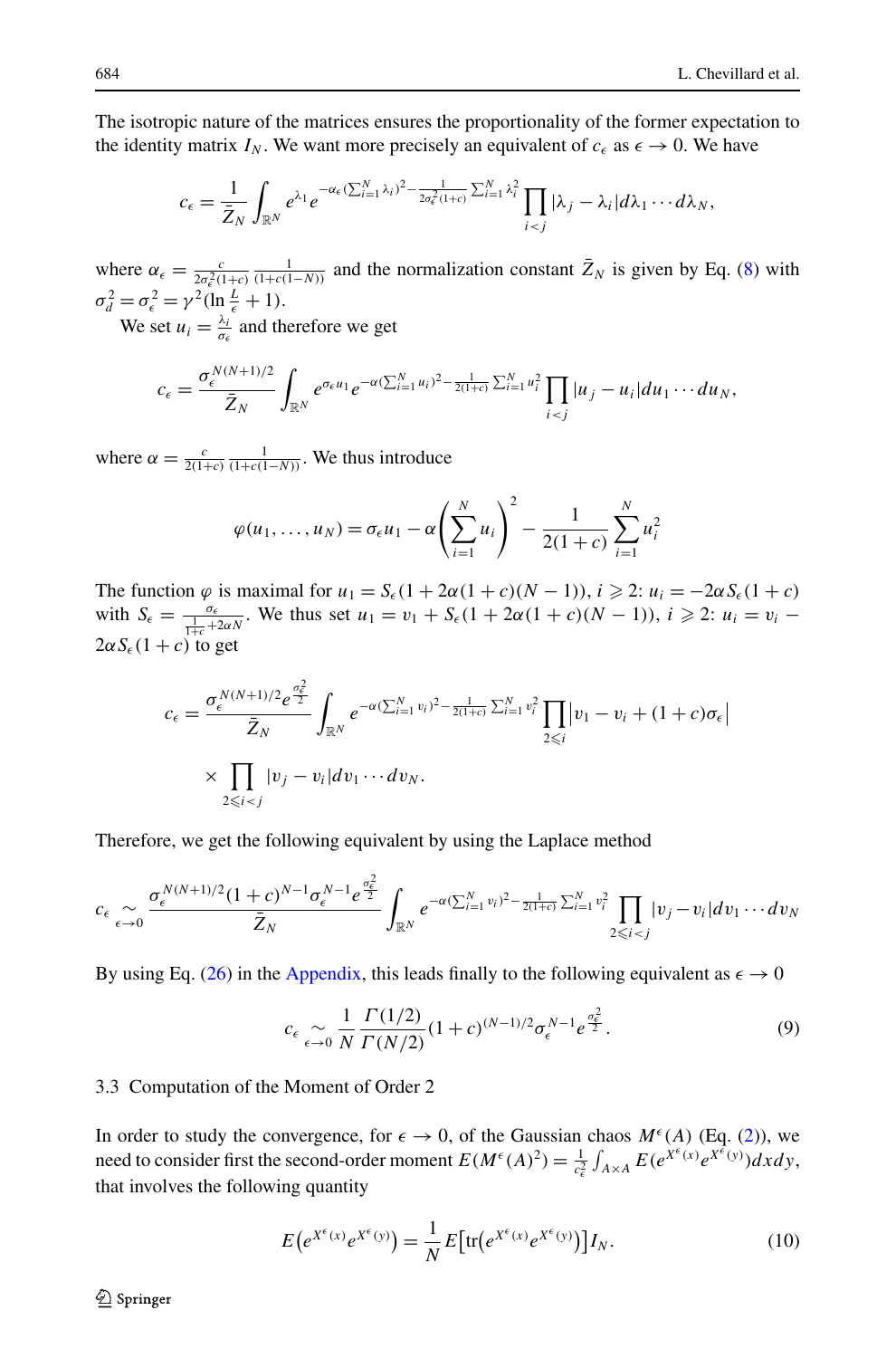The isotropic nature of the matrices ensures the proportionality of the former expectation to the identity matrix $I_N$. We want more precisely an equivalent of $c_\epsilon$ as $\epsilon \to 0$. We have

$$c_\epsilon = \frac{1}{\bar{Z}_N} \int_{\mathbb{R}^N} e^{\lambda_1} e^{-\alpha_\epsilon (\sum_{i=1}^N \lambda_i)^2 - \frac{1}{2\sigma_\epsilon^2(1+c)} \sum_{i=1}^N \lambda_i^2} \prod_{i<j} |\lambda_j - \lambda_i| d\lambda_1 \cdots d\lambda_N,$$

where $\alpha_\epsilon = \frac{c}{2\sigma_\epsilon^2(1+c)} \frac{1}{(1+c(1-N))}$ and the normalization constant $\bar{Z}_N$ is given by Eq. (8) with $\sigma_d^2 = \sigma_\epsilon^2 = \gamma^2(\ln \frac{L}{\epsilon} + 1)$.

We set $u_i = \frac{\lambda_i}{\sigma_\epsilon}$ and therefore we get

$$c_\epsilon = \frac{\sigma_\epsilon^{N(N+1)/2}}{\bar{Z}_N} \int_{\mathbb{R}^N} e^{\sigma_\epsilon u_1} e^{-\alpha (\sum_{i=1}^N u_i)^2 - \frac{1}{2(1+c)} \sum_{i=1}^N u_i^2} \prod_{i<j} |u_j - u_i| du_1 \cdots du_N,$$

where $\alpha = \frac{c}{2(1+c)} \frac{1}{(1+c(1-N))}$. We thus introduce

$$\varphi(u_1, \ldots, u_N) = \sigma_\epsilon u_1 - \alpha \left( \sum_{i=1}^N u_i \right)^2 - \frac{1}{2(1+c)} \sum_{i=1}^N u_i^2$$

The function $\varphi$ is maximal for $u_1 = S_\epsilon(1 + 2\alpha(1+c)(N-1))$, $i \geqslant 2$: $u_i = -2\alpha S_\epsilon(1+c)$ with $S_\epsilon = \frac{\sigma_\epsilon}{\frac{1}{1+c} + 2\alpha N}$. We thus set $u_1 = v_1 + S_\epsilon(1 + 2\alpha(1+c)(N-1))$, $i \geqslant 2$: $u_i = v_i - 2\alpha S_\epsilon(1+c)$ to get

$$c_\epsilon = \frac{\sigma_\epsilon^{N(N+1)/2} e^{\frac{\sigma_\epsilon^2}{2}}}{\bar{Z}_N} \int_{\mathbb{R}^N} e^{-\alpha (\sum_{i=1}^N v_i)^2 - \frac{1}{2(1+c)} \sum_{i=1}^N v_i^2} \prod_{2 \leqslant i} \left| v_1 - v_i + (1+c)\sigma_\epsilon \right|$$

$$\times \prod_{2 \leqslant i < j} |v_j - v_i| dv_1 \cdots dv_N.$$

Therefore, we get the following equivalent by using the Laplace method

$$c_\epsilon \underset{\epsilon \to 0}{\sim} \frac{\sigma_\epsilon^{N(N+1)/2}(1+c)^{N-1} \sigma_\epsilon^{N-1} e^{\frac{\sigma_\epsilon^2}{2}}}{\bar{Z}_N} \int_{\mathbb{R}^N} e^{-\alpha (\sum_{i=1}^N v_i)^2 - \frac{1}{2(1+c)} \sum_{i=1}^N v_i^2} \prod_{2 \leqslant i < j} |v_j - v_i| dv_1 \cdots dv_N$$

By using Eq. (26) in the Appendix, this leads finally to the following equivalent as $\epsilon \to 0$

$$c_\epsilon \underset{\epsilon \to 0}{\sim} \frac{1}{N} \frac{\Gamma(1/2)}{\Gamma(N/2)} (1+c)^{(N-1)/2} \sigma_\epsilon^{N-1} e^{\frac{\sigma_\epsilon^2}{2}}. \tag{9}$$

### 3.3 Computation of the Moment of Order 2

In order to study the convergence, for $\epsilon \to 0$, of the Gaussian chaos $M^\epsilon(A)$ (Eq. (2)), we need to consider first the second-order moment $E(M^\epsilon(A)^2) = \frac{1}{c_\epsilon^2} \int_{A \times A} E(e^{X^\epsilon(x)} e^{X^\epsilon(y)}) dx dy$, that involves the following quantity

$$E\left(e^{X^\epsilon(x)} e^{X^\epsilon(y)}\right) = \frac{1}{N} E\left[\operatorname{tr}\left(e^{X^\epsilon(x)} e^{X^\epsilon(y)}\right)\right] I_N. \tag{10}$$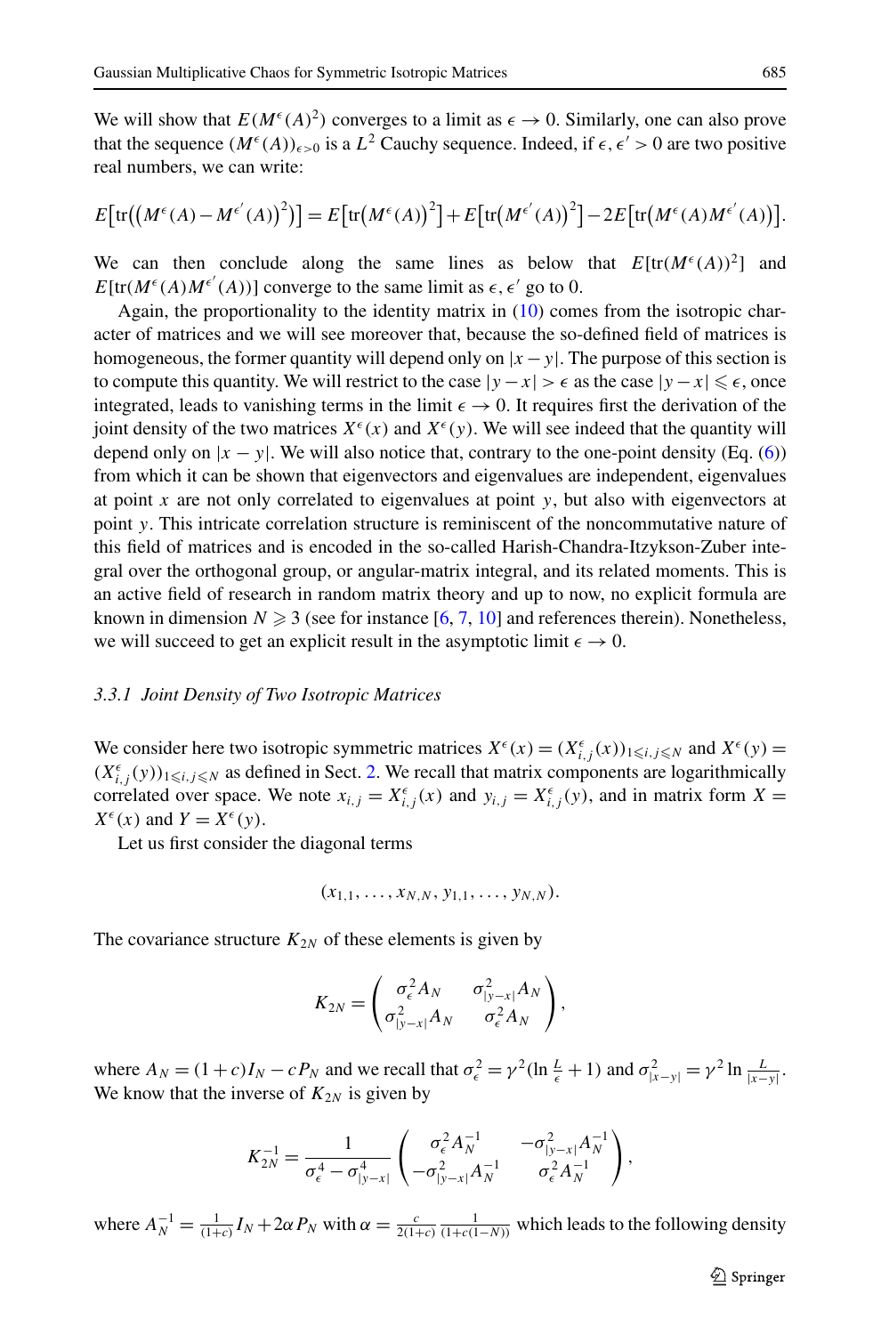We will show that $E(M^\epsilon(A)^2)$ converges to a limit as $\epsilon \to 0$. Similarly, one can also prove that the sequence $(M^\epsilon(A))_{\epsilon>0}$ is a $L^2$ Cauchy sequence. Indeed, if $\epsilon, \epsilon' > 0$ are two positive real numbers, we can write:

$$E\big[\mathrm{tr}\big(\big(M^\epsilon(A) - M^{\epsilon'}(A)\big)^2\big)\big] = E\big[\mathrm{tr}\big(M^\epsilon(A)\big)^2\big] + E\big[\mathrm{tr}\big(M^{\epsilon'}(A)\big)^2\big] - 2E\big[\mathrm{tr}\big(M^\epsilon(A)M^{\epsilon'}(A)\big)\big].$$

We can then conclude along the same lines as below that $E[\mathrm{tr}(M^\epsilon(A))^2]$ and $E[\mathrm{tr}(M^\epsilon(A)M^{\epsilon'}(A))]$ converge to the same limit as $\epsilon, \epsilon'$ go to 0.

Again, the proportionality to the identity matrix in (10) comes from the isotropic character of matrices and we will see moreover that, because the so-defined field of matrices is homogeneous, the former quantity will depend only on $|x-y|$. The purpose of this section is to compute this quantity. We will restrict to the case $|y-x| > \epsilon$ as the case $|y-x| \leqslant \epsilon$, once integrated, leads to vanishing terms in the limit $\epsilon \to 0$. It requires first the derivation of the joint density of the two matrices $X^\epsilon(x)$ and $X^\epsilon(y)$. We will see indeed that the quantity will depend only on $|x-y|$. We will also notice that, contrary to the one-point density (Eq. (6)) from which it can be shown that eigenvectors and eigenvalues are independent, eigenvalues at point $x$ are not only correlated to eigenvalues at point $y$, but also with eigenvectors at point $y$. This intricate correlation structure is reminiscent of the noncommutative nature of this field of matrices and is encoded in the so-called Harish-Chandra-Itzykson-Zuber integral over the orthogonal group, or angular-matrix integral, and its related moments. This is an active field of research in random matrix theory and up to now, no explicit formula are known in dimension $N \geqslant 3$ (see for instance [6, 7, 10] and references therein). Nonetheless, we will succeed to get an explicit result in the asymptotic limit $\epsilon \to 0$.

### 3.3.1 Joint Density of Two Isotropic Matrices

We consider here two isotropic symmetric matrices $X^\epsilon(x) = (X^\epsilon_{i,j}(x))_{1\leqslant i,j\leqslant N}$ and $X^\epsilon(y) = (X^\epsilon_{i,j}(y))_{1\leqslant i,j\leqslant N}$ as defined in Sect. 2. We recall that matrix components are logarithmically correlated over space. We note $x_{i,j} = X^\epsilon_{i,j}(x)$ and $y_{i,j} = X^\epsilon_{i,j}(y)$, and in matrix form $X = X^\epsilon(x)$ and $Y = X^\epsilon(y)$.

Let us first consider the diagonal terms

$$(x_{1,1}, \ldots, x_{N,N}, y_{1,1}, \ldots, y_{N,N}).$$

The covariance structure $K_{2N}$ of these elements is given by

$$K_{2N} = \begin{pmatrix} \sigma^2_\epsilon A_N & \sigma^2_{|y-x|} A_N \\ \sigma^2_{|y-x|} A_N & \sigma^2_\epsilon A_N \end{pmatrix},$$

where $A_N = (1+c)I_N - cP_N$ and we recall that $\sigma^2_\epsilon = \gamma^2(\ln\frac{L}{\epsilon} + 1)$ and $\sigma^2_{|x-y|} = \gamma^2 \ln\frac{L}{|x-y|}$. We know that the inverse of $K_{2N}$ is given by

$$K^{-1}_{2N} = \frac{1}{\sigma^4_\epsilon - \sigma^4_{|y-x|}} \begin{pmatrix} \sigma^2_\epsilon A^{-1}_N & -\sigma^2_{|y-x|} A^{-1}_N \\ -\sigma^2_{|y-x|} A^{-1}_N & \sigma^2_\epsilon A^{-1}_N \end{pmatrix},$$

where $A^{-1}_N = \frac{1}{(1+c)} I_N + 2\alpha P_N$ with $\alpha = \frac{c}{2(1+c)} \frac{1}{(1+c(1-N))}$ which leads to the following density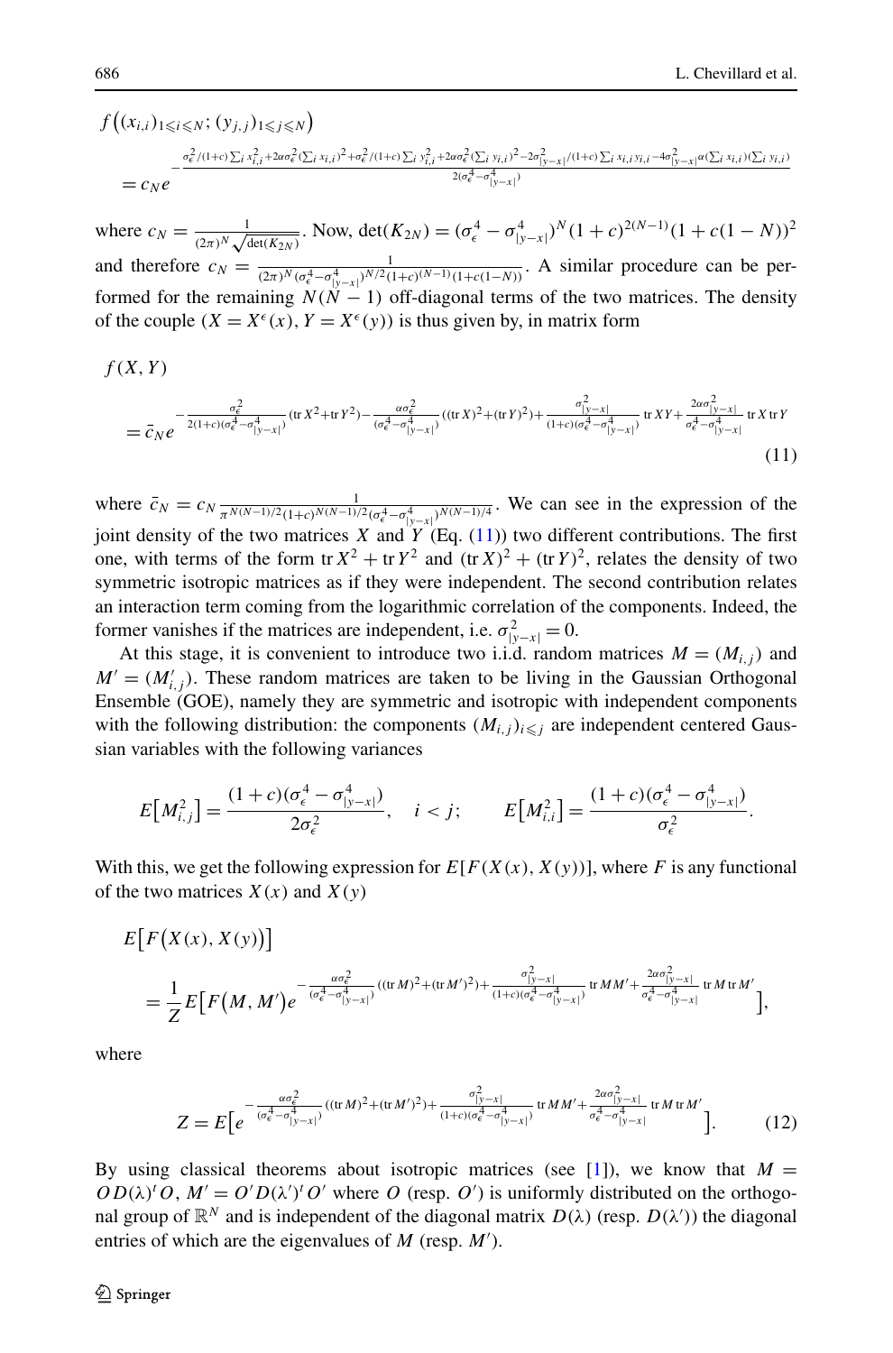$$
f\big((x_{i,i})_{1\leqslant i\leqslant N};(y_{j,j})_{1\leqslant j\leqslant N}\big)
$$

$$
= c_N e^{-\frac{\sigma_\epsilon^2/(1+c)\sum_i x_{i,i}^2+2\alpha\sigma_\epsilon^2(\sum_i x_{i,i})^2+\sigma_\epsilon^2/(1+c)\sum_i y_{i,i}^2+2\alpha\sigma_\epsilon^2(\sum_i y_{i,i})^2-2\sigma_{|y-x|}^2/(1+c)\sum_i x_{i,i}y_{i,i}-4\sigma_{|y-x|}^2\alpha(\sum_i x_{i,i})(\sum_i y_{i,i})}{2(\sigma_\epsilon^4-\sigma_{|y-x|}^4)}}
$$

where $c_N=\frac{1}{(2\pi)^N\sqrt{\det(K_{2N})}}$. Now, $\det(K_{2N})=(\sigma_\epsilon^4-\sigma_{|y-x|}^4)^N(1+c)^{2(N-1)}(1+c(1-N))^2$ and therefore $c_N=\frac{1}{(2\pi)^N(\sigma_\epsilon^4-\sigma_{|y-x|}^4)^{N/2}(1+c)^{(N-1)}(1+c(1-N))}$. A similar procedure can be performed for the remaining $N(N-1)$ off-diagonal terms of the two matrices. The density of the couple $(X=X^\epsilon(x), Y=X^\epsilon(y))$ is thus given by, in matrix form

$$
f(X,Y)
= \bar{c}_N e^{-\frac{\sigma_\epsilon^2}{2(1+c)(\sigma_\epsilon^4-\sigma_{|y-x|}^4)}(\operatorname{tr}X^2+\operatorname{tr}Y^2)-\frac{\alpha\sigma_\epsilon^2}{(\sigma_\epsilon^4-\sigma_{|y-x|}^4)}((\operatorname{tr}X)^2+(\operatorname{tr}Y)^2)+\frac{\sigma_{|y-x|}^2}{(1+c)(\sigma_\epsilon^4-\sigma_{|y-x|}^4)}\operatorname{tr}XY+\frac{2\alpha\sigma_{|y-x|}^2}{\sigma_\epsilon^4-\sigma_{|y-x|}^4}\operatorname{tr}X\operatorname{tr}Y}
\tag{11}
$$

where $\bar{c}_N=c_N\frac{1}{\pi^{N(N-1)/2}(1+c)^{N(N-1)/2}(\sigma_\epsilon^4-\sigma_{|y-x|}^4)^{N(N-1)/4}}$. We can see in the expression of the joint density of the two matrices $X$ and $Y$ (Eq. (11)) two different contributions. The first one, with terms of the form $\operatorname{tr}X^2+\operatorname{tr}Y^2$ and $(\operatorname{tr}X)^2+(\operatorname{tr}Y)^2$, relates the density of two symmetric isotropic matrices as if they were independent. The second contribution relates an interaction term coming from the logarithmic correlation of the components. Indeed, the former vanishes if the matrices are independent, i.e. $\sigma_{|y-x|}^2=0$.

At this stage, it is convenient to introduce two i.i.d. random matrices $M=(M_{i,j})$ and $M'=(M'_{i,j})$. These random matrices are taken to be living in the Gaussian Orthogonal Ensemble (GOE), namely they are symmetric and isotropic with independent components with the following distribution: the components $(M_{i,j})_{i\leqslant j}$ are independent centered Gaussian variables with the following variances

$$
E\big[M_{i,j}^2\big]=\frac{(1+c)(\sigma_\epsilon^4-\sigma_{|y-x|}^4)}{2\sigma_\epsilon^2},\quad i<j;\qquad E\big[M_{i,i}^2\big]=\frac{(1+c)(\sigma_\epsilon^4-\sigma_{|y-x|}^4)}{\sigma_\epsilon^2}.
$$

With this, we get the following expression for $E[F(X(x),X(y))]$, where $F$ is any functional of the two matrices $X(x)$ and $X(y)$

$$
E\big[F\big(X(x),X(y)\big)\big]
= \frac{1}{Z}E\Big[F\big(M,M'\big)e^{-\frac{\alpha\sigma_\epsilon^2}{(\sigma_\epsilon^4-\sigma_{|y-x|}^4)}((\operatorname{tr}M)^2+(\operatorname{tr}M')^2)+\frac{\sigma_{|y-x|}^2}{(1+c)(\sigma_\epsilon^4-\sigma_{|y-x|}^4)}\operatorname{tr}MM'+\frac{2\alpha\sigma_{|y-x|}^2}{\sigma_\epsilon^4-\sigma_{|y-x|}^4}\operatorname{tr}M\operatorname{tr}M'}\Big],
$$

where

$$
Z=E\Big[e^{-\frac{\alpha\sigma_\epsilon^2}{(\sigma_\epsilon^4-\sigma_{|y-x|}^4)}((\operatorname{tr}M)^2+(\operatorname{tr}M')^2)+\frac{\sigma_{|y-x|}^2}{(1+c)(\sigma_\epsilon^4-\sigma_{|y-x|}^4)}\operatorname{tr}MM'+\frac{2\alpha\sigma_{|y-x|}^2}{\sigma_\epsilon^4-\sigma_{|y-x|}^4}\operatorname{tr}M\operatorname{tr}M'}\Big].
\tag{12}
$$

By using classical theorems about isotropic matrices (see [1]), we know that $M=OD(\lambda)^tO$, $M'=O'D(\lambda')^tO'$ where $O$ (resp. $O'$) is uniformly distributed on the orthogonal group of $\mathbb{R}^N$ and is independent of the diagonal matrix $D(\lambda)$ (resp. $D(\lambda')$) the diagonal entries of which are the eigenvalues of $M$ (resp. $M'$).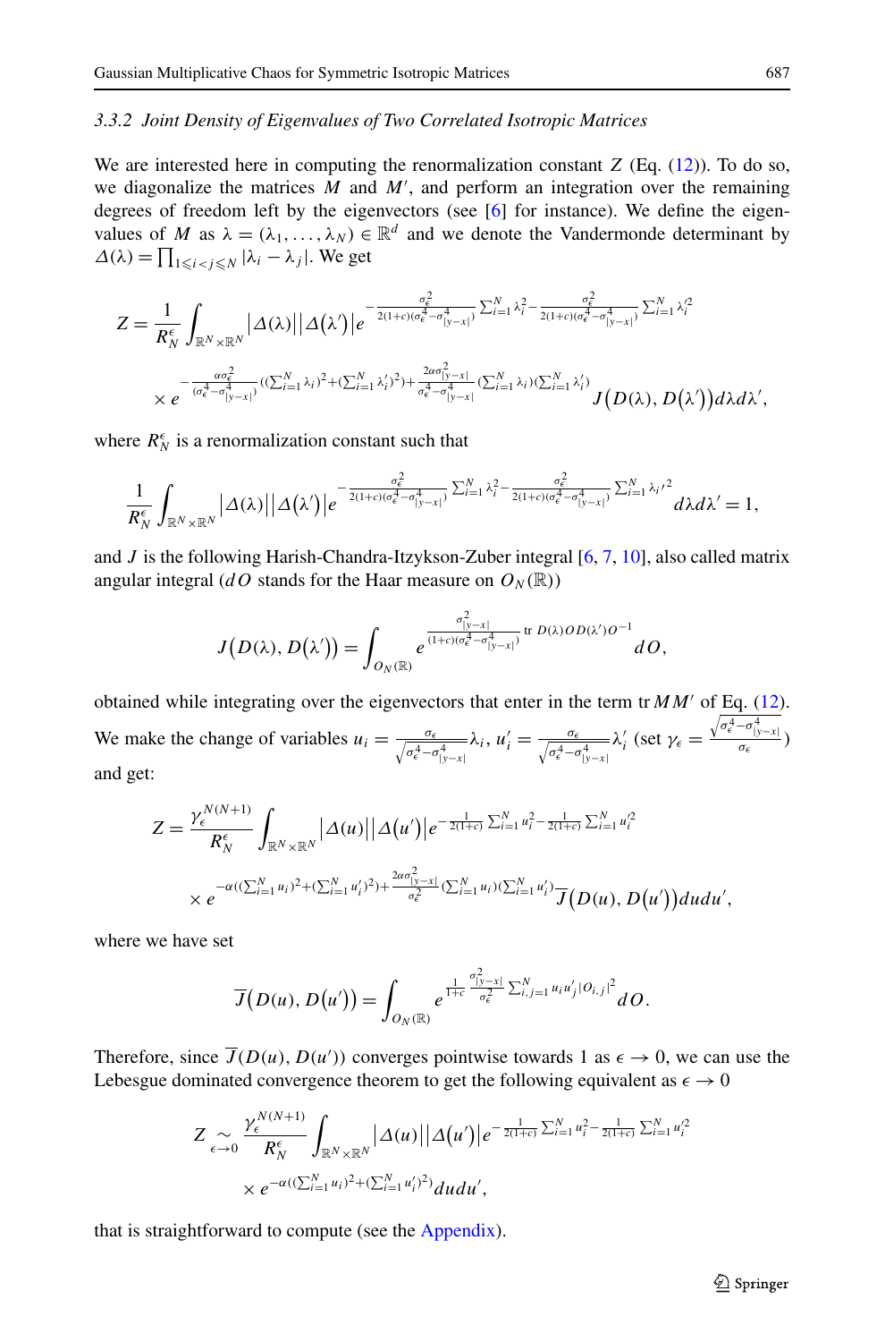### 3.3.2 Joint Density of Eigenvalues of Two Correlated Isotropic Matrices

We are interested here in computing the renormalization constant $Z$ (Eq. (12)). To do so, we diagonalize the matrices $M$ and $M'$, and perform an integration over the remaining degrees of freedom left by the eigenvectors (see [6] for instance). We define the eigenvalues of $M$ as $\lambda = (\lambda_1, \ldots, \lambda_N) \in \mathbb{R}^d$ and we denote the Vandermonde determinant by $\Delta(\lambda) = \prod_{1 \leqslant i < j \leqslant N} |\lambda_i - \lambda_j|$. We get

$$Z = \frac{1}{R_N^\epsilon} \int_{\mathbb{R}^N \times \mathbb{R}^N} |\Delta(\lambda)| |\Delta(\lambda')| e^{-\frac{\sigma_\epsilon^2}{2(1+c)(\sigma_\epsilon^4 - \sigma_{|y-x|}^4)} \sum_{i=1}^N \lambda_i^2 - \frac{\sigma_\epsilon^2}{2(1+c)(\sigma_\epsilon^4 - \sigma_{|y-x|}^4)} \sum_{i=1}^N \lambda_i'^2}$$

$$\times e^{-\frac{\alpha \sigma_\epsilon^2}{(\sigma_\epsilon^4 - \sigma_{|y-x|}^4)} ((\sum_{i=1}^N \lambda_i)^2 + (\sum_{i=1}^N \lambda_i')^2) + \frac{2\alpha \sigma_{|y-x|}^2}{\sigma_\epsilon^4 - \sigma_{|y-x|}^4} (\sum_{i=1}^N \lambda_i)(\sum_{i=1}^N \lambda_i')} J(D(\lambda), D(\lambda')) d\lambda d\lambda',$$

where $R_N^\epsilon$ is a renormalization constant such that

$$\frac{1}{R_N^\epsilon} \int_{\mathbb{R}^N \times \mathbb{R}^N} |\Delta(\lambda)| |\Delta(\lambda')| e^{-\frac{\sigma_\epsilon^2}{2(1+c)(\sigma_\epsilon^4 - \sigma_{|y-x|}^4)} \sum_{i=1}^N \lambda_i^2 - \frac{\sigma_\epsilon^2}{2(1+c)(\sigma_\epsilon^4 - \sigma_{|y-x|}^4)} \sum_{i=1}^N {\lambda_i'}^2} d\lambda d\lambda' = 1,$$

and $J$ is the following Harish-Chandra-Itzykson-Zuber integral [6, 7, 10], also called matrix angular integral ($dO$ stands for the Haar measure on $O_N(\mathbb{R})$)

$$J(D(\lambda), D(\lambda')) = \int_{O_N(\mathbb{R})} e^{\frac{\sigma_{|y-x|}^2}{(1+c)(\sigma_\epsilon^4 - \sigma_{|y-x|}^4)} \operatorname{tr} D(\lambda) O D(\lambda') O^{-1}} dO,$$

obtained while integrating over the eigenvectors that enter in the term $\operatorname{tr} MM'$ of Eq. (12). We make the change of variables $u_i = \frac{\sigma_\epsilon}{\sqrt{\sigma_\epsilon^4 - \sigma_{|y-x|}^4}} \lambda_i$, $u_i' = \frac{\sigma_\epsilon}{\sqrt{\sigma_\epsilon^4 - \sigma_{|y-x|}^4}} \lambda_i'$ (set $\gamma_\epsilon = \frac{\sqrt{\sigma_\epsilon^4 - \sigma_{|y-x|}^4}}{\sigma_\epsilon}$) and get:

$$Z = \frac{\gamma_\epsilon^{N(N+1)}}{R_N^\epsilon} \int_{\mathbb{R}^N \times \mathbb{R}^N} |\Delta(u)| |\Delta(u')| e^{-\frac{1}{2(1+c)} \sum_{i=1}^N u_i^2 - \frac{1}{2(1+c)} \sum_{i=1}^N u_i'^2}$$

$$\times e^{-\alpha((\sum_{i=1}^N u_i)^2 + (\sum_{i=1}^N u_i')^2) + \frac{2\alpha \sigma_{|y-x|}^2}{\sigma_\epsilon^2} (\sum_{i=1}^N u_i)(\sum_{i=1}^N u_i')} \overline{J}(D(u), D(u')) du du',$$

where we have set

$$\overline{J}(D(u), D(u')) = \int_{O_N(\mathbb{R})} e^{\frac{1}{1+c} \frac{\sigma_{|y-x|}^2}{\sigma_\epsilon^2} \sum_{i,j=1}^N u_i u_j' |O_{i,j}|^2} dO.$$

Therefore, since $\overline{J}(D(u), D(u'))$ converges pointwise towards 1 as $\epsilon \to 0$, we can use the Lebesgue dominated convergence theorem to get the following equivalent as $\epsilon \to 0$

$$Z \underset{\epsilon \to 0}{\sim} \frac{\gamma_\epsilon^{N(N+1)}}{R_N^\epsilon} \int_{\mathbb{R}^N \times \mathbb{R}^N} |\Delta(u)| |\Delta(u')| e^{-\frac{1}{2(1+c)} \sum_{i=1}^N u_i^2 - \frac{1}{2(1+c)} \sum_{i=1}^N u_i'^2}$$

$$\times e^{-\alpha((\sum_{i=1}^N u_i)^2 + (\sum_{i=1}^N u_i')^2)} du du',$$

that is straightforward to compute (see the Appendix).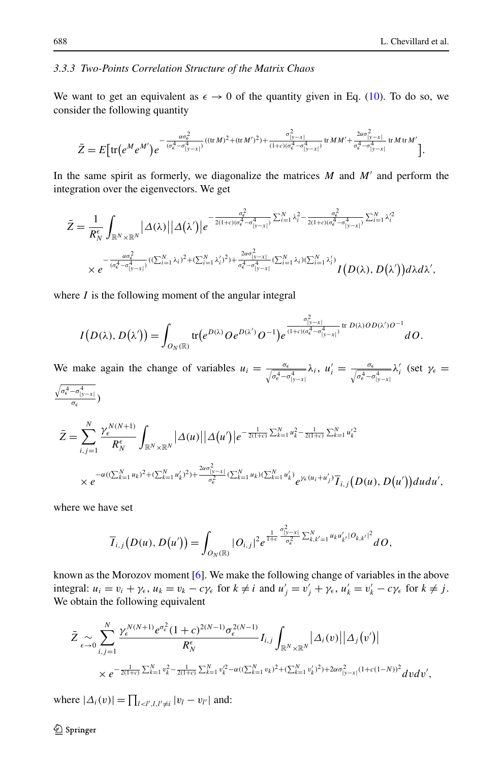### 3.3.3 Two-Points Correlation Structure of the Matrix Chaos

We want to get an equivalent as $\epsilon \to 0$ of the quantity given in Eq. (10). To do so, we consider the following quantity

$$\bar{Z} = E\big[\mathrm{tr}\big(e^{M} e^{M'}\big) e^{-\frac{\alpha\sigma_\epsilon^2}{(\sigma_\epsilon^4-\sigma_{|y-x|}^4)}((\mathrm{tr}\, M)^2+(\mathrm{tr}\, M')^2)+\frac{\sigma_{|y-x|}^2}{(1+c)(\sigma_\epsilon^4-\sigma_{|y-x|}^4)}\mathrm{tr}\, MM'+\frac{2\alpha\sigma_{|y-x|}^2}{\sigma_\epsilon^4-\sigma_{|y-x|}^4}\mathrm{tr}\, M\,\mathrm{tr}\, M'}\big].$$

In the same spirit as formerly, we diagonalize the matrices $M$ and $M'$ and perform the integration over the eigenvectors. We get

$$\begin{aligned}\bar{Z} = \frac{1}{R_N^\epsilon}\int_{\mathbb{R}^N\times\mathbb{R}^N} &\big|\Delta(\lambda)\big|\big|\Delta\big(\lambda'\big)\big| e^{-\frac{\sigma_\epsilon^2}{2(1+c)(\sigma_\epsilon^4-\sigma_{|y-x|}^4)}\sum_{i=1}^N \lambda_i^2-\frac{\sigma_\epsilon^2}{2(1+c)(\sigma_\epsilon^4-\sigma_{|y-x|}^4)}\sum_{i=1}^N \lambda_i'^2}\\ &\times e^{-\frac{\alpha\sigma_\epsilon^2}{(\sigma_\epsilon^4-\sigma_{|y-x|}^4)}((\sum_{i=1}^N\lambda_i)^2+(\sum_{i=1}^N\lambda_i')^2)+\frac{2\alpha\sigma_{|y-x|}^2}{\sigma_\epsilon^4-\sigma_{|y-x|}^4}(\sum_{i=1}^N\lambda_i)(\sum_{i=1}^N\lambda_i')} I\big(D(\lambda), D\big(\lambda'\big)\big)d\lambda d\lambda',\end{aligned}$$

where $I$ is the following moment of the angular integral

$$I\big(D(\lambda), D\big(\lambda'\big)\big) = \int_{O_N(\mathbb{R})} \mathrm{tr}\big(e^{D(\lambda)} O e^{D(\lambda')} O^{-1}\big) e^{\frac{\sigma_{|y-x|}^2}{(1+c)(\sigma_\epsilon^4-\sigma_{|y-x|}^4)}\mathrm{tr}\, D(\lambda) O D(\lambda') O^{-1}}\, dO.$$

We make again the change of variables $u_i = \frac{\sigma_\epsilon}{\sqrt{\sigma_\epsilon^4-\sigma_{|y-x|}^4}}\lambda_i$, $u_i' = \frac{\sigma_\epsilon}{\sqrt{\sigma_\epsilon^4-\sigma_{|y-x|}^4}}\lambda_i'$ (set $\gamma_\epsilon = \frac{\sqrt{\sigma_\epsilon^4-\sigma_{|y-x|}^4}}{\sigma_\epsilon}$)

$$\begin{aligned}\bar{Z} = \sum_{i,j=1}^N \frac{\gamma_\epsilon^{N(N+1)}}{R_N^\epsilon}\int_{\mathbb{R}^N\times\mathbb{R}^N} &\big|\Delta(u)\big|\big|\Delta\big(u'\big)\big| e^{-\frac{1}{2(1+c)}\sum_{k=1}^N u_k^2-\frac{1}{2(1+c)}\sum_{k=1}^N u_k'^2}\\ &\times e^{-\alpha((\sum_{k=1}^N u_k)^2+(\sum_{k=1}^N u_k')^2)+\frac{2\alpha\sigma_{|y-x|}^2}{\sigma_\epsilon^2}(\sum_{k=1}^N u_k)(\sum_{k=1}^N u_k')} e^{\gamma_\epsilon(u_i+u_j')}\overline{I}_{i,j}\big(D(u), D\big(u'\big)\big)du du',\end{aligned}$$

where we have set

$$\overline{I}_{i,j}\big(D(u), D\big(u'\big)\big) = \int_{O_N(\mathbb{R})} |O_{i,j}|^2 e^{\frac{1}{1+c}\frac{\sigma_{|y-x|}^2}{\sigma_\epsilon^2}\sum_{k,k'=1}^N u_k u_{k'}'|O_{k,k'}|^2}\, dO,$$

known as the Morozov moment [6]. We make the following change of variables in the above integral: $u_i = v_i + \gamma_\epsilon$, $u_k = v_k - c\gamma_\epsilon$ for $k \neq i$ and $u_j' = v_j' + \gamma_\epsilon$, $u_k' = v_k' - c\gamma_\epsilon$ for $k \neq j$. We obtain the following equivalent

$$\begin{aligned}\bar{Z} \underset{\epsilon\to 0}{\sim} \sum_{i,j=1}^N \frac{\gamma_\epsilon^{N(N+1)} e^{\sigma_\epsilon^2}(1+c)^{2(N-1)}\sigma_\epsilon^{2(N-1)}}{R_N^\epsilon} I_{i,j}\int_{\mathbb{R}^N\times\mathbb{R}^N} &\big|\Delta_i(v)\big|\big|\Delta_j\big(v'\big)\big|\\ &\times e^{-\frac{1}{2(1+c)}\sum_{k=1}^N v_k^2-\frac{1}{2(1+c)}\sum_{k=1}^N v_k'^2-\alpha((\sum_{k=1}^N v_k)^2+(\sum_{k=1}^N v_k')^2)+2\alpha\sigma_{|y-x|}^2(1+c(1-N))^2} dv dv',\end{aligned}$$

where $|\Delta_i(v)| = \prod_{l<l', l,l'\neq i} |v_l - v_{l'}|$ and: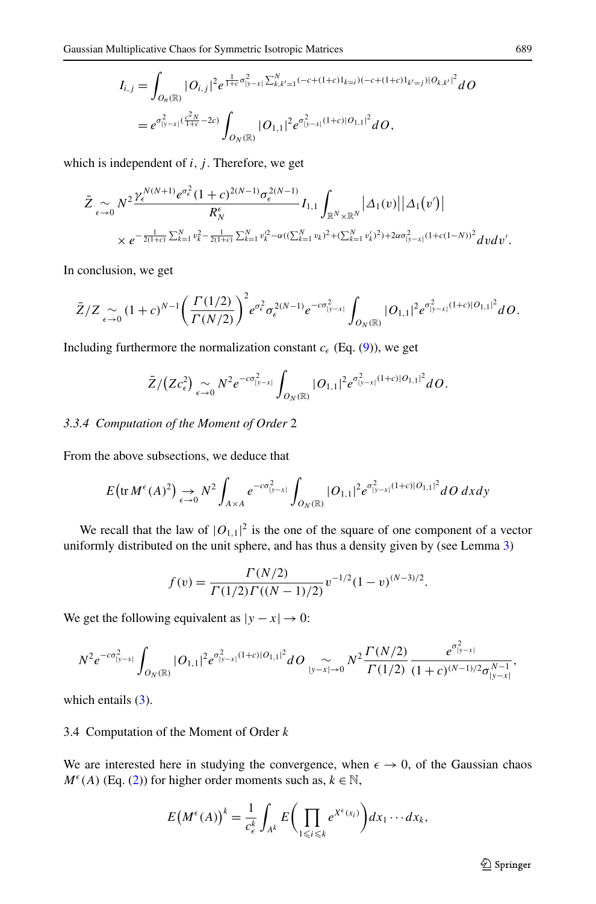$$
\begin{aligned}
I_{i,j} &= \int_{O_n(\mathbb{R})} |O_{i,j}|^2 e^{\frac{1}{1+c}\sigma_{|y-x|}^2 \sum_{k,k'=1}^N (-c+(1+c)1_{k=i})(-c+(1+c)1_{k'=j})|O_{k,k'}|^2} dO \\
&= e^{\sigma_{|y-x|}^2 (\frac{c^2 N}{1+c} - 2c)} \int_{O_N(\mathbb{R})} |O_{1,1}|^2 e^{\sigma_{|y-x|}^2 (1+c)|O_{1,1}|^2} dO,
\end{aligned}
$$

which is independent of $i$, $j$. Therefore, we get

$$
\begin{aligned}
\bar{Z} \underset{\epsilon\to 0}{\sim} N^2 \frac{\gamma_\epsilon^{N(N+1)} e^{\sigma_\epsilon^2} (1+c)^{2(N-1)} \sigma_\epsilon^{2(N-1)}}{R_N^\epsilon} I_{1,1} \int_{\mathbb{R}^N \times \mathbb{R}^N} \left|\Delta_1(v)\right| \left|\Delta_1(v')\right| \\
\times e^{-\frac{1}{2(1+c)}\sum_{k=1}^N v_k^2 - \frac{1}{2(1+c)}\sum_{k=1}^N v_k'^2 - \alpha((\sum_{k=1}^N v_k)^2 + (\sum_{k=1}^N v_k')^2) + 2\alpha\sigma_{|y-x|}^2 (1+c(1-N))^2} dv dv'.
\end{aligned}
$$

In conclusion, we get

$$
\bar{Z}/Z \underset{\epsilon\to 0}{\sim} (1+c)^{N-1} \left( \frac{\Gamma(1/2)}{\Gamma(N/2)} \right)^2 e^{\sigma_\epsilon^2} \sigma_\epsilon^{2(N-1)} e^{-c\sigma_{|y-x|}^2} \int_{O_N(\mathbb{R})} |O_{1,1}|^2 e^{\sigma_{|y-x|}^2 (1+c)|O_{1,1}|^2} dO.
$$

Including furthermore the normalization constant $c_\epsilon$ (Eq. (9)), we get

$$
\bar{Z}/(Zc_\epsilon^2) \underset{\epsilon\to 0}{\sim} N^2 e^{-c\sigma_{|y-x|}^2} \int_{O_N(\mathbb{R})} |O_{1,1}|^2 e^{\sigma_{|y-x|}^2 (1+c)|O_{1,1}|^2} dO.
$$

### 3.3.4 *Computation of the Moment of Order* 2

From the above subsections, we deduce that

$$
E\big(\operatorname{tr} M^\epsilon(A)^2\big) \underset{\epsilon\to 0}{\to} N^2 \int_{A\times A} e^{-c\sigma_{|y-x|}^2} \int_{O_N(\mathbb{R})} |O_{1,1}|^2 e^{\sigma_{|y-x|}^2 (1+c)|O_{1,1}|^2} dO\, dx dy
$$

We recall that the law of $|O_{1,1}|^2$ is the one of the square of one component of a vector uniformly distributed on the unit sphere, and has thus a density given by (see Lemma 3)

$$
f(v) = \frac{\Gamma(N/2)}{\Gamma(1/2)\Gamma((N-1)/2)} v^{-1/2} (1-v)^{(N-3)/2}.
$$

We get the following equivalent as $|y-x| \to 0$:

$$
N^2 e^{-c\sigma_{|y-x|}^2} \int_{O_N(\mathbb{R})} |O_{1,1}|^2 e^{\sigma_{|y-x|}^2 (1+c)|O_{1,1}|^2} dO \underset{|y-x|\to 0}{\sim} N^2 \frac{\Gamma(N/2)}{\Gamma(1/2)} \frac{e^{\sigma_{|y-x|}^2}}{(1+c)^{(N-1)/2} \sigma_{|y-x|}^{N-1}},
$$

which entails (3).

## 3.4 Computation of the Moment of Order $k$

We are interested here in studying the convergence, when $\epsilon \to 0$, of the Gaussian chaos $M^\epsilon(A)$ (Eq. (2)) for higher order moments such as, $k \in \mathbb{N}$,

$$
E\big(M^\epsilon(A)\big)^k = \frac{1}{c_\epsilon^k} \int_{A^k} E\bigg( \prod_{1\leqslant i\leqslant k} e^{X^\epsilon(x_i)} \bigg) dx_1 \cdots dx_k,
$$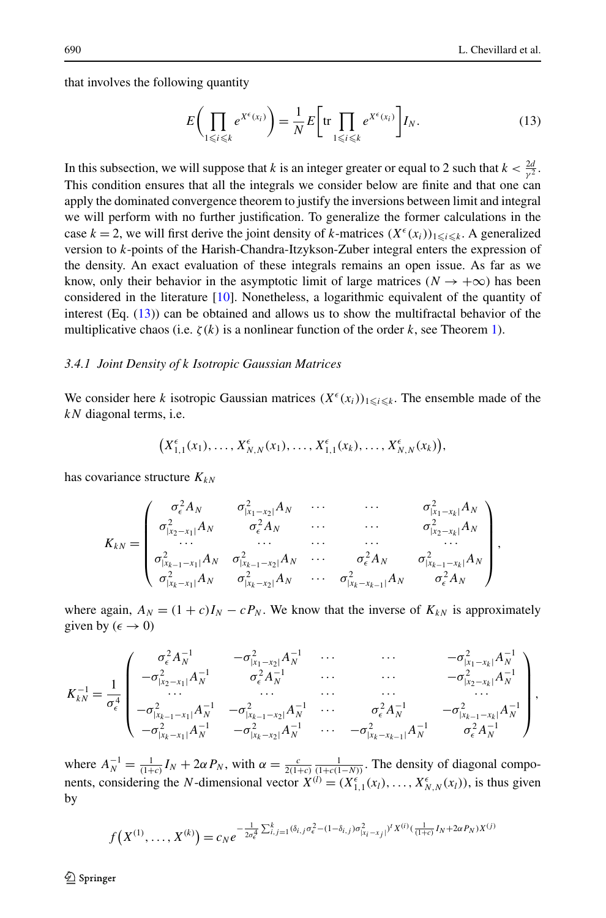that involves the following quantity

$$E\left(\prod_{1\leqslant i\leqslant k} e^{X^\epsilon(x_i)}\right) = \frac{1}{N} E\left[\mathrm{tr}\prod_{1\leqslant i\leqslant k} e^{X^\epsilon(x_i)}\right] I_N. \tag{13}$$

In this subsection, we will suppose that $k$ is an integer greater or equal to 2 such that $k < \frac{2d}{\gamma^2}$. This condition ensures that all the integrals we consider below are finite and that one can apply the dominated convergence theorem to justify the inversions between limit and integral we will perform with no further justification. To generalize the former calculations in the case $k = 2$, we will first derive the joint density of $k$-matrices $(X^\epsilon(x_i))_{1\leqslant i\leqslant k}$. A generalized version to $k$-points of the Harish-Chandra-Itzykson-Zuber integral enters the expression of the density. An exact evaluation of these integrals remains an open issue. As far as we know, only their behavior in the asymptotic limit of large matrices ($N \to +\infty$) has been considered in the literature [10]. Nonetheless, a logarithmic equivalent of the quantity of interest (Eq. (13)) can be obtained and allows us to show the multifractal behavior of the multiplicative chaos (i.e. $\zeta(k)$ is a nonlinear function of the order $k$, see Theorem 1).

### 3.4.1 Joint Density of k Isotropic Gaussian Matrices

We consider here $k$ isotropic Gaussian matrices $(X^\epsilon(x_i))_{1\leqslant i\leqslant k}$. The ensemble made of the $kN$ diagonal terms, i.e.

$$\left(X^\epsilon_{1,1}(x_1), \ldots, X^\epsilon_{N,N}(x_1), \ldots, X^\epsilon_{1,1}(x_k), \ldots, X^\epsilon_{N,N}(x_k)\right),$$

has covariance structure $K_{kN}$

$$K_{kN} = \begin{pmatrix} \sigma^2_\epsilon A_N & \sigma^2_{|x_1-x_2|} A_N & \cdots & \cdots & \sigma^2_{|x_1-x_k|} A_N \\ \sigma^2_{|x_2-x_1|} A_N & \sigma^2_\epsilon A_N & \cdots & \cdots & \sigma^2_{|x_2-x_k|} A_N \\ \cdots & \cdots & \cdots & \cdots & \cdots \\ \sigma^2_{|x_{k-1}-x_1|} A_N & \sigma^2_{|x_{k-1}-x_2|} A_N & \cdots & \sigma^2_\epsilon A_N & \sigma^2_{|x_{k-1}-x_k|} A_N \\ \sigma^2_{|x_k-x_1|} A_N & \sigma^2_{|x_k-x_2|} A_N & \cdots & \sigma^2_{|x_k-x_{k-1}|} A_N & \sigma^2_\epsilon A_N \end{pmatrix},$$

where again, $A_N = (1+c)I_N - cP_N$. We know that the inverse of $K_{kN}$ is approximately given by ($\epsilon \to 0$)

$$K^{-1}_{kN} = \frac{1}{\sigma^4_\epsilon} \begin{pmatrix} \sigma^2_\epsilon A_N^{-1} & -\sigma^2_{|x_1-x_2|} A_N^{-1} & \cdots & \cdots & -\sigma^2_{|x_1-x_k|} A_N^{-1} \\ -\sigma^2_{|x_2-x_1|} A_N^{-1} & \sigma^2_\epsilon A_N^{-1} & \cdots & \cdots & -\sigma^2_{|x_2-x_k|} A_N^{-1} \\ \cdots & \cdots & \cdots & \cdots & \cdots \\ -\sigma^2_{|x_{k-1}-x_1|} A_N^{-1} & -\sigma^2_{|x_{k-1}-x_2|} A_N^{-1} & \cdots & \sigma^2_\epsilon A_N^{-1} & -\sigma^2_{|x_{k-1}-x_k|} A_N^{-1} \\ -\sigma^2_{|x_k-x_1|} A_N^{-1} & -\sigma^2_{|x_k-x_2|} A_N^{-1} & \cdots & -\sigma^2_{|x_k-x_{k-1}|} A_N^{-1} & \sigma^2_\epsilon A_N^{-1} \end{pmatrix},$$

where $A_N^{-1} = \frac{1}{(1+c)} I_N + 2\alpha P_N$, with $\alpha = \frac{c}{2(1+c)} \frac{1}{(1+c(1-N))}$. The density of diagonal components, considering the $N$-dimensional vector $X^{(l)} = (X^\epsilon_{1,1}(x_l), \ldots, X^\epsilon_{N,N}(x_l))$, is thus given by

$$f\left(X^{(1)}, \ldots, X^{(k)}\right) = c_N e^{-\frac{1}{2\sigma^4_\epsilon}\sum_{i,j=1}^k (\delta_{i,j}\sigma^2_\epsilon - (1-\delta_{i,j})\sigma^2_{|x_i-x_j|})^t X^{(i)} (\frac{1}{(1+c)} I_N + 2\alpha P_N) X^{(j)}}$$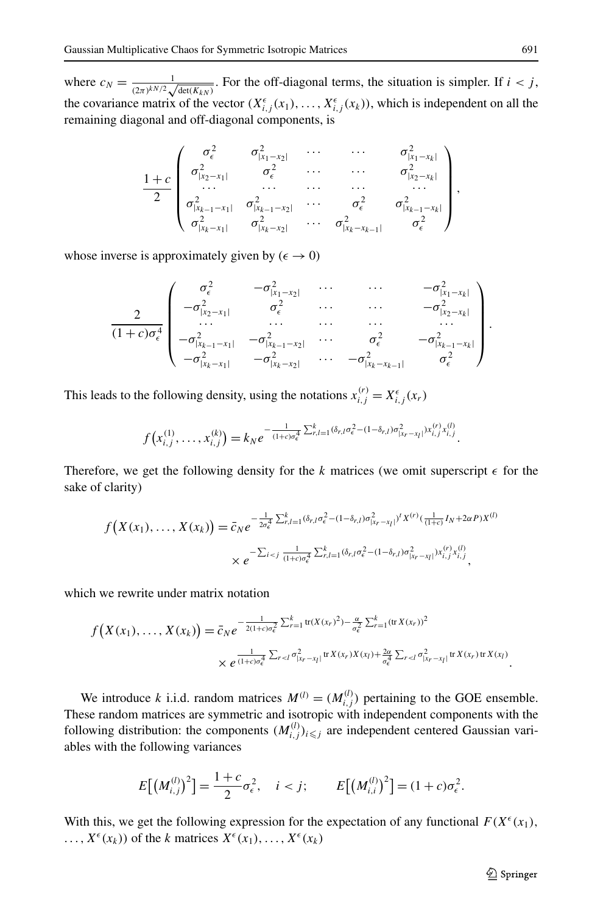where $c_N = \frac{1}{(2\pi)^{kN/2}\sqrt{\det(K_{kN})}}$. For the off-diagonal terms, the situation is simpler. If $i < j$, the covariance matrix of the vector $(X^{\epsilon}_{i,j}(x_1), \dots, X^{\epsilon}_{i,j}(x_k))$, which is independent on all the remaining diagonal and off-diagonal components, is

$$
\frac{1+c}{2}\begin{pmatrix}
\sigma_\epsilon^2 & \sigma^2_{|x_1-x_2|} & \cdots & \cdots & \sigma^2_{|x_1-x_k|} \\
\sigma^2_{|x_2-x_1|} & \sigma_\epsilon^2 & \cdots & \cdots & \sigma^2_{|x_2-x_k|} \\
\cdots & \cdots & \cdots & \cdots & \cdots \\
\sigma^2_{|x_{k-1}-x_1|} & \sigma^2_{|x_{k-1}-x_2|} & \cdots & \sigma_\epsilon^2 & \sigma^2_{|x_{k-1}-x_k|} \\
\sigma^2_{|x_k-x_1|} & \sigma^2_{|x_k-x_2|} & \cdots & \sigma^2_{|x_k-x_{k-1}|} & \sigma_\epsilon^2
\end{pmatrix},
$$

whose inverse is approximately given by ($\epsilon \to 0$)

$$
\frac{2}{(1+c)\sigma_\epsilon^4}\begin{pmatrix}
\sigma_\epsilon^2 & -\sigma^2_{|x_1-x_2|} & \cdots & \cdots & -\sigma^2_{|x_1-x_k|} \\
-\sigma^2_{|x_2-x_1|} & \sigma_\epsilon^2 & \cdots & \cdots & -\sigma^2_{|x_2-x_k|} \\
\cdots & \cdots & \cdots & \cdots & \cdots \\
-\sigma^2_{|x_{k-1}-x_1|} & -\sigma^2_{|x_{k-1}-x_2|} & \cdots & \sigma_\epsilon^2 & -\sigma^2_{|x_{k-1}-x_k|} \\
-\sigma^2_{|x_k-x_1|} & -\sigma^2_{|x_k-x_2|} & \cdots & -\sigma^2_{|x_k-x_{k-1}|} & \sigma_\epsilon^2
\end{pmatrix}.
$$

This leads to the following density, using the notations $x^{(r)}_{i,j} = X^{\epsilon}_{i,j}(x_r)$

$$
f\big(x^{(1)}_{i,j}, \dots, x^{(k)}_{i,j}\big) = k_N e^{-\frac{1}{(1+c)\sigma_\epsilon^4}\sum_{r,l=1}^k (\delta_{r,l}\sigma_\epsilon^2 - (1-\delta_{r,l})\sigma^2_{|x_r-x_l|}) x^{(r)}_{i,j} x^{(l)}_{i,j}}.
$$

Therefore, we get the following density for the $k$ matrices (we omit superscript $\epsilon$ for the sake of clarity)

$$
\begin{aligned}
f\big(X(x_1), \dots, X(x_k)\big) = \bar{c}_N & e^{-\frac{1}{2\sigma_\epsilon^4}\sum_{r,l=1}^k (\delta_{r,l}\sigma_\epsilon^2 - (1-\delta_{r,l})\sigma^2_{|x_r-x_l|})^t X^{(r)}(\frac{1}{(1+c)} I_N + 2\alpha P) X^{(l)}} \\
& \times e^{-\sum_{i<j}\frac{1}{(1+c)\sigma_\epsilon^4}\sum_{r,l=1}^k (\delta_{r,l}\sigma_\epsilon^2 - (1-\delta_{r,l})\sigma^2_{|x_r-x_l|}) x^{(r)}_{i,j} x^{(l)}_{i,j}},
\end{aligned}
$$

which we rewrite under matrix notation

$$
\begin{aligned}
f\big(X(x_1), \dots, X(x_k)\big) = \bar{c}_N & e^{-\frac{1}{2(1+c)\sigma_\epsilon^2}\sum_{r=1}^k \operatorname{tr}(X(x_r)^2) - \frac{\alpha}{\sigma_\epsilon^2}\sum_{r=1}^k (\operatorname{tr} X(x_r))^2} \\
& \times e^{\frac{1}{(1+c)\sigma_\epsilon^4}\sum_{r<l}\sigma^2_{|x_r-x_l|}\operatorname{tr} X(x_r)X(x_l) + \frac{2\alpha}{\sigma_\epsilon^4}\sum_{r<l}\sigma^2_{|x_r-x_l|}\operatorname{tr} X(x_r)\operatorname{tr} X(x_l)}.
\end{aligned}
$$

We introduce $k$ i.i.d. random matrices $M^{(l)} = (M^{(l)}_{i,j})$ pertaining to the GOE ensemble. These random matrices are symmetric and isotropic with independent components with the following distribution: the components $(M^{(l)}_{i,j})_{i \leqslant j}$ are independent centered Gaussian variables with the following variances

$$
E\big[\big(M^{(l)}_{i,j}\big)^2\big] = \frac{1+c}{2}\sigma_\epsilon^2, \quad i<j; \qquad E\big[\big(M^{(l)}_{i,i}\big)^2\big] = (1+c)\sigma_\epsilon^2.
$$

With this, we get the following expression for the expectation of any functional $F(X^{\epsilon}(x_1), \dots, X^{\epsilon}(x_k))$ of the $k$ matrices $X^{\epsilon}(x_1), \dots, X^{\epsilon}(x_k)$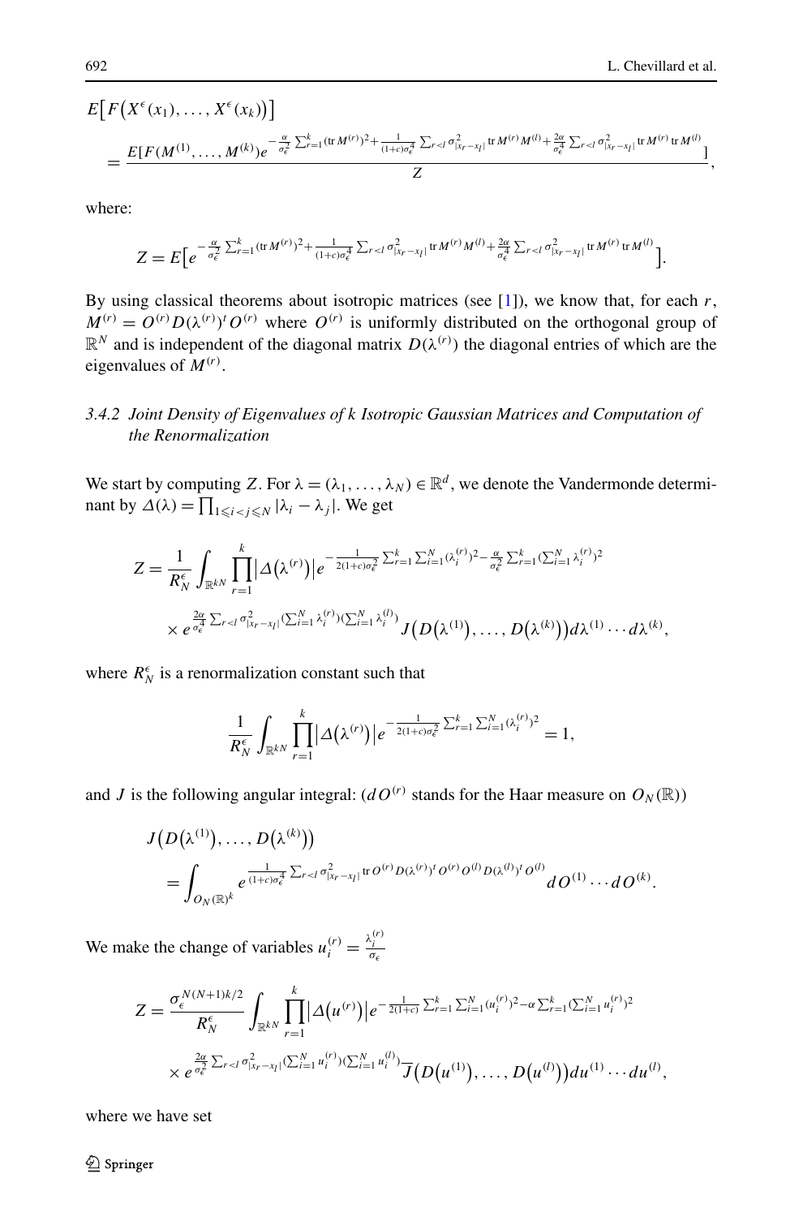$$E\big[F\big(X^\epsilon(x_1),\dots,X^\epsilon(x_k)\big)\big]$$

$$= \frac{E[F(M^{(1)},\dots,M^{(k)})e^{-\frac{\alpha}{\sigma_\epsilon^2}\sum_{r=1}^k(\operatorname{tr}M^{(r)})^2+\frac{1}{(1+c)\sigma_\epsilon^4}\sum_{r<l}\sigma^2_{|x_r-x_l|}\operatorname{tr}M^{(r)}M^{(l)}+\frac{2\alpha}{\sigma_\epsilon^4}\sum_{r<l}\sigma^2_{|x_r-x_l|}\operatorname{tr}M^{(r)}\operatorname{tr}M^{(l)}}]}{Z},$$

where:

$$Z = E\big[e^{-\frac{\alpha}{\sigma_\epsilon^2}\sum_{r=1}^k(\operatorname{tr}M^{(r)})^2+\frac{1}{(1+c)\sigma_\epsilon^4}\sum_{r<l}\sigma^2_{|x_r-x_l|}\operatorname{tr}M^{(r)}M^{(l)}+\frac{2\alpha}{\sigma_\epsilon^4}\sum_{r<l}\sigma^2_{|x_r-x_l|}\operatorname{tr}M^{(r)}\operatorname{tr}M^{(l)}}\big].$$

By using classical theorems about isotropic matrices (see [1]), we know that, for each $r$, $M^{(r)} = O^{(r)}D(\lambda^{(r)})^t O^{(r)}$ where $O^{(r)}$ is uniformly distributed on the orthogonal group of $\mathbb{R}^N$ and is independent of the diagonal matrix $D(\lambda^{(r)})$ the diagonal entries of which are the eigenvalues of $M^{(r)}$.

### 3.4.2 Joint Density of Eigenvalues of k Isotropic Gaussian Matrices and Computation of the Renormalization

We start by computing $Z$. For $\lambda = (\lambda_1,\dots,\lambda_N) \in \mathbb{R}^d$, we denote the Vandermonde determinant by $\Delta(\lambda) = \prod_{1\leqslant i<j\leqslant N}|\lambda_i-\lambda_j|$. We get

$$Z = \frac{1}{R_N^\epsilon}\int_{\mathbb{R}^{kN}}\prod_{r=1}^k\big|\Delta\big(\lambda^{(r)}\big)\big|e^{-\frac{1}{2(1+c)\sigma_\epsilon^2}\sum_{r=1}^k\sum_{i=1}^N(\lambda_i^{(r)})^2-\frac{\alpha}{\sigma_\epsilon^2}\sum_{r=1}^k(\sum_{i=1}^N\lambda_i^{(r)})^2}$$
$$\times e^{\frac{2\alpha}{\sigma_\epsilon^4}\sum_{r<l}\sigma^2_{|x_r-x_l|}(\sum_{i=1}^N\lambda_i^{(r)})(\sum_{i=1}^N\lambda_i^{(l)})}J\big(D\big(\lambda^{(1)}\big),\dots,D\big(\lambda^{(k)}\big)\big)d\lambda^{(1)}\cdots d\lambda^{(k)},$$

where $R_N^\epsilon$ is a renormalization constant such that

$$\frac{1}{R_N^\epsilon}\int_{\mathbb{R}^{kN}}\prod_{r=1}^k\big|\Delta\big(\lambda^{(r)}\big)\big|e^{-\frac{1}{2(1+c)\sigma_\epsilon^2}\sum_{r=1}^k\sum_{i=1}^N(\lambda_i^{(r)})^2} = 1,$$

and $J$ is the following angular integral: ($dO^{(r)}$ stands for the Haar measure on $O_N(\mathbb{R})$)

$$J\big(D\big(\lambda^{(1)}\big),\dots,D\big(\lambda^{(k)}\big)\big)$$
$$= \int_{O_N(\mathbb{R})^k} e^{\frac{1}{(1+c)\sigma_\epsilon^4}\sum_{r<l}\sigma^2_{|x_r-x_l|}\operatorname{tr}O^{(r)}D(\lambda^{(r)})^tO^{(r)}O^{(l)}D(\lambda^{(l)})^tO^{(l)}}dO^{(1)}\cdots dO^{(k)}.$$

We make the change of variables $u_i^{(r)} = \frac{\lambda_i^{(r)}}{\sigma_\epsilon}$

$$Z = \frac{\sigma_\epsilon^{N(N+1)k/2}}{R_N^\epsilon}\int_{\mathbb{R}^{kN}}\prod_{r=1}^k\big|\Delta\big(u^{(r)}\big)\big|e^{-\frac{1}{2(1+c)}\sum_{r=1}^k\sum_{i=1}^N(u_i^{(r)})^2-\alpha\sum_{r=1}^k(\sum_{i=1}^N u_i^{(r)})^2}$$
$$\times e^{\frac{2\alpha}{\sigma_\epsilon^2}\sum_{r<l}\sigma^2_{|x_r-x_l|}(\sum_{i=1}^N u_i^{(r)})(\sum_{i=1}^N u_i^{(l)})}\overline{J}\big(D\big(u^{(1)}\big),\dots,D\big(u^{(l)}\big)\big)du^{(1)}\cdots du^{(l)},$$

where we have set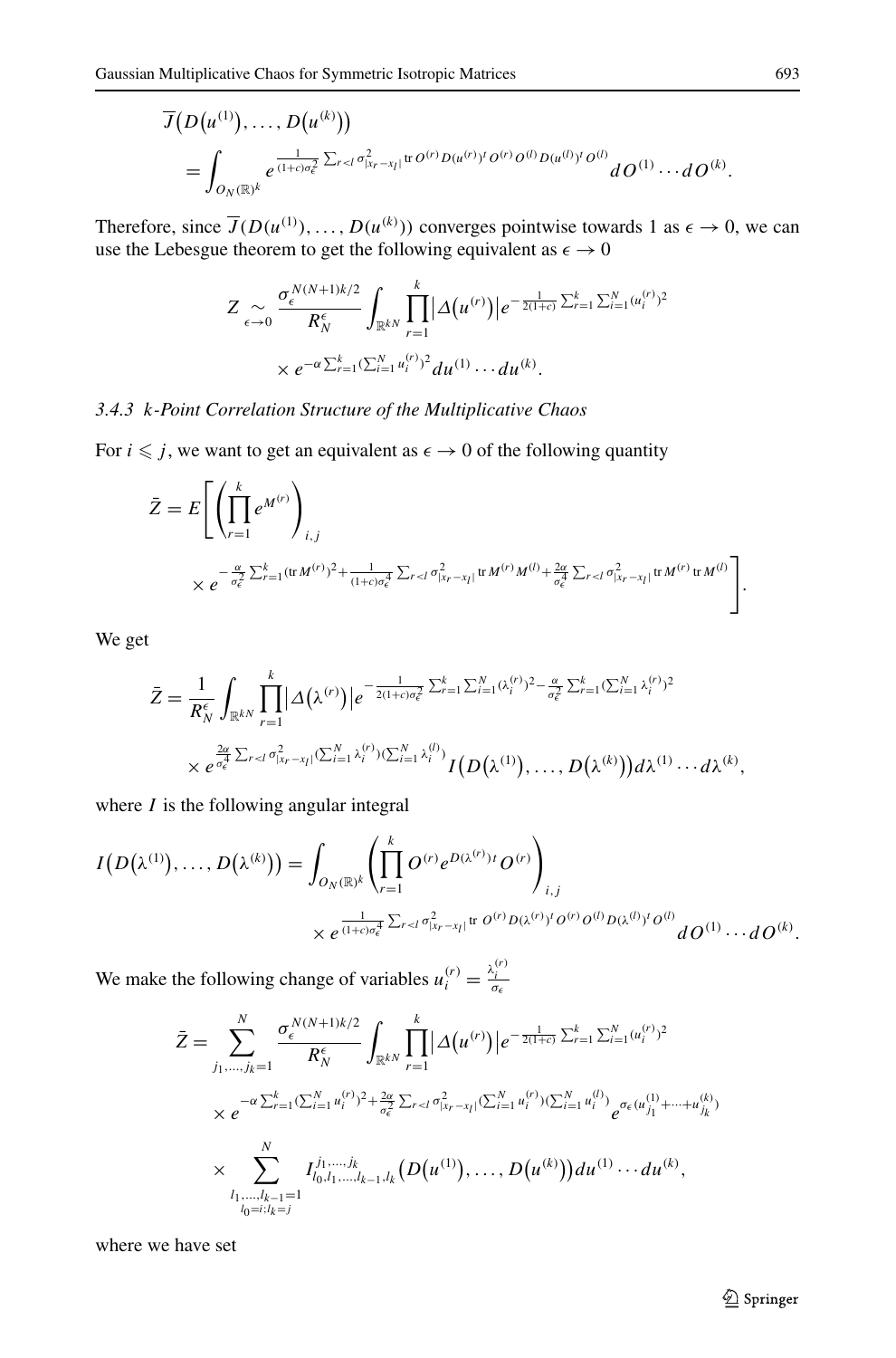$$
\begin{aligned}
&\overline{J}\big(D\big(u^{(1)}\big),\dots,D\big(u^{(k)}\big)\big)\\
&\quad=\int_{O_N(\mathbb{R})^k} e^{\frac{1}{(1+c)\sigma_\epsilon^2}\sum_{r<l}\sigma^2_{|x_r-x_l|}\operatorname{tr} O^{(r)}D(u^{(r)})^tO^{(r)}O^{(l)}D(u^{(l)})^tO^{(l)}}\,dO^{(1)}\cdots dO^{(k)}.
\end{aligned}
$$

Therefore, since $\overline{J}(D(u^{(1)}),\dots,D(u^{(k)}))$ converges pointwise towards 1 as $\epsilon\to 0$, we can use the Lebesgue theorem to get the following equivalent as $\epsilon\to 0$

$$
\begin{aligned}
Z \underset{\epsilon\to 0}{\sim} \frac{\sigma_\epsilon^{N(N+1)k/2}}{R_N^\epsilon}\int_{\mathbb{R}^{kN}}\prod_{r=1}^k\big|\Delta\big(u^{(r)}\big)\big|e^{-\frac{1}{2(1+c)}\sum_{r=1}^k\sum_{i=1}^N(u_i^{(r)})^2}\\
\times e^{-\alpha\sum_{r=1}^k(\sum_{i=1}^N u_i^{(r)})^2}du^{(1)}\cdots du^{(k)}.
\end{aligned}
$$

### 3.4.3 *k*-Point Correlation Structure of the Multiplicative Chaos

For $i\leqslant j$, we want to get an equivalent as $\epsilon\to 0$ of the following quantity

$$
\begin{aligned}
\bar{Z}=E\Bigg[&\left(\prod_{r=1}^k e^{M^{(r)}}\right)_{i,j}\\
&\times e^{-\frac{\alpha}{\sigma_\epsilon^2}\sum_{r=1}^k(\operatorname{tr}M^{(r)})^2+\frac{1}{(1+c)\sigma_\epsilon^4}\sum_{r<l}\sigma^2_{|x_r-x_l|}\operatorname{tr}M^{(r)}M^{(l)}+\frac{2\alpha}{\sigma_\epsilon^4}\sum_{r<l}\sigma^2_{|x_r-x_l|}\operatorname{tr}M^{(r)}\operatorname{tr}M^{(l)}}\Bigg].
\end{aligned}
$$

We get

$$
\begin{aligned}
\bar{Z}=\frac{1}{R_N^\epsilon}\int_{\mathbb{R}^{kN}}\prod_{r=1}^k\big|\Delta\big(\lambda^{(r)}\big)\big|e^{-\frac{1}{2(1+c)\sigma_\epsilon^2}\sum_{r=1}^k\sum_{i=1}^N(\lambda_i^{(r)})^2-\frac{\alpha}{\sigma_\epsilon^2}\sum_{r=1}^k(\sum_{i=1}^N\lambda_i^{(r)})^2}\\
\times e^{\frac{2\alpha}{\sigma_\epsilon^4}\sum_{r<l}\sigma^2_{|x_r-x_l|}(\sum_{i=1}^N\lambda_i^{(r)})(\sum_{i=1}^N\lambda_i^{(l)})}I\big(D\big(\lambda^{(1)}\big),\dots,D\big(\lambda^{(k)}\big)\big)d\lambda^{(1)}\cdots d\lambda^{(k)},
\end{aligned}
$$

where $I$ is the following angular integral

$$
\begin{aligned}
I\big(D\big(\lambda^{(1)}\big),\dots,D\big(\lambda^{(k)}\big)\big)=\int_{O_N(\mathbb{R})^k}&\left(\prod_{r=1}^k O^{(r)}e^{D(\lambda^{(r)})^t}O^{(r)}\right)_{i,j}\\
&\times e^{\frac{1}{(1+c)\sigma_\epsilon^4}\sum_{r<l}\sigma^2_{|x_r-x_l|}\operatorname{tr}O^{(r)}D(\lambda^{(r)})^tO^{(r)}O^{(l)}D(\lambda^{(l)})^tO^{(l)}}dO^{(1)}\cdots dO^{(k)}.
\end{aligned}
$$

We make the following change of variables $u_i^{(r)}=\frac{\lambda_i^{(r)}}{\sigma_\epsilon}$

$$
\begin{aligned}
\bar{Z}=\sum_{j_1,\dots,j_k=1}^N\frac{\sigma_\epsilon^{N(N+1)k/2}}{R_N^\epsilon}\int_{\mathbb{R}^{kN}}\prod_{r=1}^k\big|\Delta\big(u^{(r)}\big)\big|e^{-\frac{1}{2(1+c)}\sum_{r=1}^k\sum_{i=1}^N(u_i^{(r)})^2}\\
\times e^{-\alpha\sum_{r=1}^k(\sum_{i=1}^N u_i^{(r)})^2+\frac{2\alpha}{\sigma_\epsilon^2}\sum_{r<l}\sigma^2_{|x_r-x_l|}(\sum_{i=1}^N u_i^{(r)})(\sum_{i=1}^N u_i^{(l)})}e^{\sigma_\epsilon(u_{j_1}^{(1)}+\cdots+u_{j_k}^{(k)})}\\
\times\sum_{\substack{l_1,\dots,l_{k-1}=1\\ l_0=i;l_k=j}}^N I^{j_1,\dots,j_k}_{l_0,l_1,\dots,l_{k-1},l_k}\big(D\big(u^{(1)}\big),\dots,D\big(u^{(k)}\big)\big)du^{(1)}\cdots du^{(k)},
\end{aligned}
$$

where we have set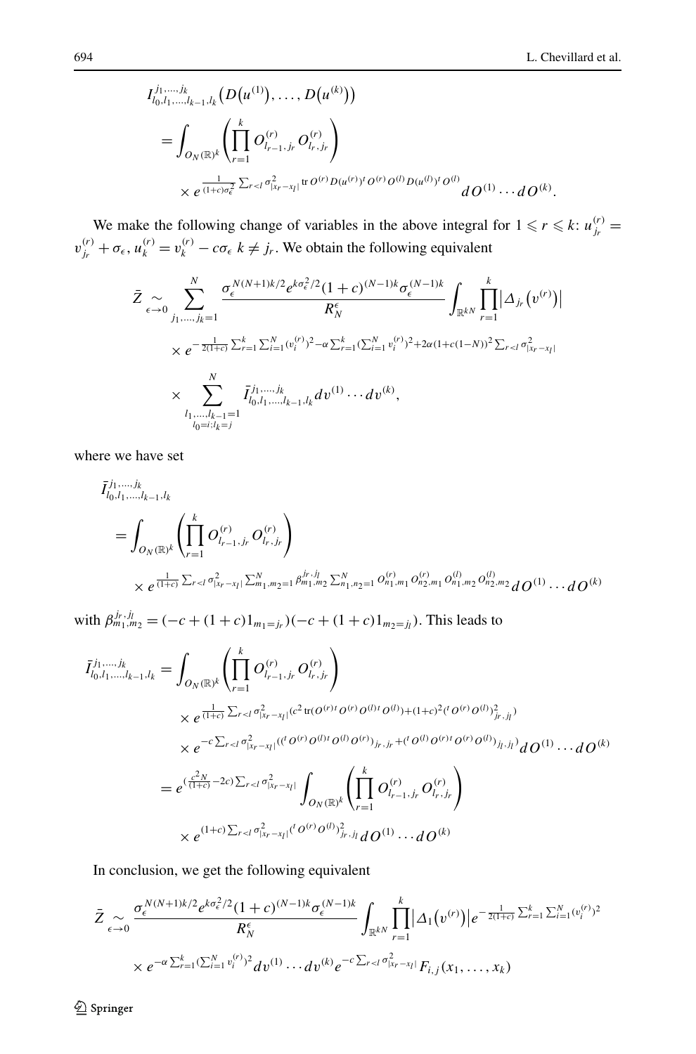$$
\begin{aligned}
&I^{j_1,\dots,j_k}_{l_0,l_1,\dots,l_{k-1},l_k}\big(D\big(u^{(1)}\big),\dots,D\big(u^{(k)}\big)\big)\\
&\quad=\int_{O_N(\mathbb{R})^k}\left(\prod_{r=1}^k O^{(r)}_{l_{r-1},j_r}O^{(r)}_{l_r,j_r}\right)\\
&\qquad\times e^{\frac{1}{(1+c)\sigma_\epsilon^2}\sum_{r<l}\sigma^2_{|x_r-x_l|}\operatorname{tr}O^{(r)}D(u^{(r)})^tO^{(r)}O^{(l)}D(u^{(l)})^tO^{(l)}}dO^{(1)}\cdots dO^{(k)}.
\end{aligned}
$$

We make the following change of variables in the above integral for $1\leqslant r\leqslant k$: $u^{(r)}_{j_r}=v^{(r)}_{j_r}+\sigma_\epsilon$, $u^{(r)}_k=v^{(r)}_k-c\sigma_\epsilon$ $k\neq j_r$. We obtain the following equivalent

$$
\begin{aligned}
\bar{Z}\underset{\epsilon\to0}{\sim}&\sum_{j_1,\dots,j_k=1}^N\frac{\sigma_\epsilon^{N(N+1)k/2}e^{k\sigma_\epsilon^2/2}(1+c)^{(N-1)k}\sigma_\epsilon^{(N-1)k}}{R_N^\epsilon}\int_{\mathbb{R}^{kN}}\prod_{r=1}^k\big|\Delta_{j_r}\big(v^{(r)}\big)\big|\\
&\times e^{-\frac{1}{2(1+c)}\sum_{r=1}^k\sum_{i=1}^N(v_i^{(r)})^2-\alpha\sum_{r=1}^k(\sum_{i=1}^Nv_i^{(r)})^2+2\alpha(1+c(1-N))^2\sum_{r<l}\sigma^2_{|x_r-x_l|}}\\
&\times\sum_{\substack{l_1,\dots,l_{k-1}=1\\ l_0=i;l_k=j}}^N\bar{I}^{j_1,\dots,j_k}_{l_0,l_1,\dots,l_{k-1},l_k}dv^{(1)}\cdots dv^{(k)},
\end{aligned}
$$

where we have set

$$
\begin{aligned}
&\bar{I}^{j_1,\dots,j_k}_{l_0,l_1,\dots,l_{k-1},l_k}\\
&\quad=\int_{O_N(\mathbb{R})^k}\left(\prod_{r=1}^k O^{(r)}_{l_{r-1},j_r}O^{(r)}_{l_r,j_r}\right)\\
&\qquad\times e^{\frac{1}{(1+c)}\sum_{r<l}\sigma^2_{|x_r-x_l|}\sum_{m_1,m_2=1}^N\beta^{j_r,j_l}_{m_1,m_2}\sum_{n_1,n_2=1}^NO^{(r)}_{n_1,m_1}O^{(r)}_{n_2,m_1}O^{(l)}_{n_1,m_2}O^{(l)}_{n_2,m_2}}dO^{(1)}\cdots dO^{(k)}
\end{aligned}
$$

with $\beta^{j_r,j_l}_{m_1,m_2}=(-c+(1+c)1_{m_1=j_r})(-c+(1+c)1_{m_2=j_l})$. This leads to

$$
\begin{aligned}
\bar{I}^{j_1,\dots,j_k}_{l_0,l_1,\dots,l_{k-1},l_k}&=\int_{O_N(\mathbb{R})^k}\left(\prod_{r=1}^k O^{(r)}_{l_{r-1},j_r}O^{(r)}_{l_r,j_r}\right)\\
&\quad\times e^{\frac{1}{(1+c)}\sum_{r<l}\sigma^2_{|x_r-x_l|}(c^2\operatorname{tr}(O^{(r)t}O^{(r)}O^{(l)t}O^{(l)})+(1+c)^2({}^tO^{(r)}O^{(l)})^2_{j_r,j_l})}\\
&\quad\times e^{-c\sum_{r<l}\sigma^2_{|x_r-x_l|}(({}^tO^{(r)}O^{(l)t}O^{(l)}O^{(r)})_{j_r,j_r}+({}^tO^{(l)}O^{(r)t}O^{(r)}O^{(l)})_{j_l,j_l})}dO^{(1)}\cdots dO^{(k)}\\
&=e^{(\frac{c^2N}{(1+c)}-2c)\sum_{r<l}\sigma^2_{|x_r-x_l|}}\int_{O_N(\mathbb{R})^k}\left(\prod_{r=1}^k O^{(r)}_{l_{r-1},j_r}O^{(r)}_{l_r,j_r}\right)\\
&\quad\times e^{(1+c)\sum_{r<l}\sigma^2_{|x_r-x_l|}({}^tO^{(r)}O^{(l)})^2_{j_r,j_l}}dO^{(1)}\cdots dO^{(k)}
\end{aligned}
$$

In conclusion, we get the following equivalent

$$
\begin{aligned}
\bar{Z}\underset{\epsilon\to0}{\sim}&\frac{\sigma_\epsilon^{N(N+1)k/2}e^{k\sigma_\epsilon^2/2}(1+c)^{(N-1)k}\sigma_\epsilon^{(N-1)k}}{R_N^\epsilon}\int_{\mathbb{R}^{kN}}\prod_{r=1}^k\big|\Delta_1\big(v^{(r)}\big)\big|e^{-\frac{1}{2(1+c)}\sum_{r=1}^k\sum_{i=1}^N(v_i^{(r)})^2}\\
&\times e^{-\alpha\sum_{r=1}^k(\sum_{i=1}^Nv_i^{(r)})^2}dv^{(1)}\cdots dv^{(k)}e^{-c\sum_{r<l}\sigma^2_{|x_r-x_l|}}F_{i,j}(x_1,\dots,x_k)
\end{aligned}
$$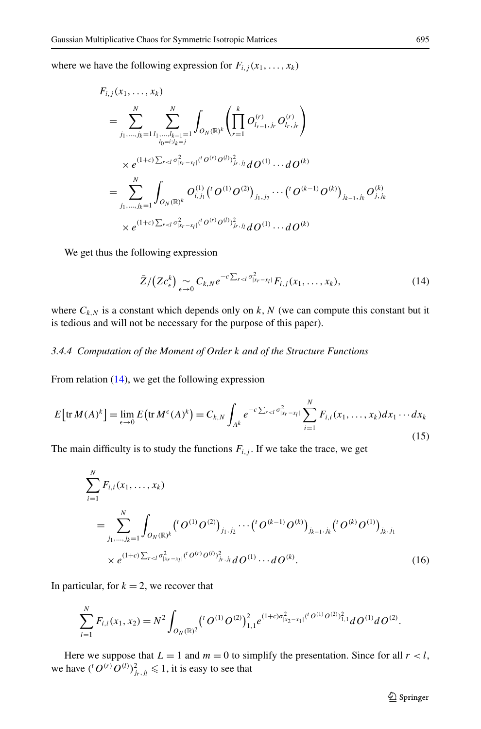where we have the following expression for $F_{i,j}(x_1,\dots,x_k)$

$$
\begin{aligned}
F_{i,j}&(x_1,\dots,x_k) \\
&= \sum_{j_1,\dots,j_k=1}^{N} \sum_{\substack{l_1,\dots,l_{k-1}=1 \\ l_0=i;l_k=j}}^{N} \int_{O_N(\mathbb{R})^k} \left( \prod_{r=1}^{k} O^{(r)}_{l_{r-1},j_r} O^{(r)}_{l_r,j_r} \right) \\
&\quad \times e^{(1+c)\sum_{r<l} \sigma^2_{|x_r-x_l|} ({}^tO^{(r)}O^{(l)})^2_{j_r,j_l}} dO^{(1)}\cdots dO^{(k)} \\
&= \sum_{j_1,\dots,j_k=1}^{N} \int_{O_N(\mathbb{R})^k} O^{(1)}_{i,j_1} \left({}^tO^{(1)}O^{(2)}\right)_{j_1,j_2} \cdots \left({}^tO^{(k-1)}O^{(k)}\right)_{j_{k-1},j_k} O^{(k)}_{j,j_k} \\
&\quad \times e^{(1+c)\sum_{r<l} \sigma^2_{|x_r-x_l|} ({}^tO^{(r)}O^{(l)})^2_{j_r,j_l}} dO^{(1)}\cdots dO^{(k)}
\end{aligned}
$$

We get thus the following expression

$$
\bar{Z}/\left(Zc_\epsilon^k\right) \underset{\epsilon\to 0}{\sim} C_{k,N} e^{-c\sum_{r<l}\sigma^2_{|x_r-x_l|}} F_{i,j}(x_1,\dots,x_k), \tag{14}
$$

where $C_{k,N}$ is a constant which depends only on $k$, $N$ (we can compute this constant but it is tedious and will not be necessary for the purpose of this paper).

### 3.4.4 *Computation of the Moment of Order k and of the Structure Functions*

From relation (14), we get the following expression

$$
E\left[\operatorname{tr} M(A)^k\right] = \lim_{\epsilon\to 0} E\left(\operatorname{tr} M^\epsilon(A)^k\right) = C_{k,N} \int_{A^k} e^{-c\sum_{r<l}\sigma^2_{|x_r-x_l|}} \sum_{i=1}^{N} F_{i,i}(x_1,\dots,x_k) dx_1\cdots dx_k \tag{15}
$$

The main difficulty is to study the functions $F_{i,j}$. If we take the trace, we get

$$
\begin{aligned}
&\sum_{i=1}^{N} F_{i,i}(x_1,\dots,x_k) \\
&\quad = \sum_{j_1,\dots,j_k=1}^{N} \int_{O_N(\mathbb{R})^k} \left({}^tO^{(1)}O^{(2)}\right)_{j_1,j_2} \cdots \left({}^tO^{(k-1)}O^{(k)}\right)_{j_{k-1},j_k} \left({}^tO^{(k)}O^{(1)}\right)_{j_k,j_1} \\
&\qquad \times e^{(1+c)\sum_{r<l}\sigma^2_{|x_r-x_l|}({}^tO^{(r)}O^{(l)})^2_{j_r,j_l}} dO^{(1)}\cdots dO^{(k)}.
\end{aligned} \tag{16}
$$

In particular, for $k=2$, we recover that

$$
\sum_{i=1}^{N} F_{i,i}(x_1,x_2) = N^2 \int_{O_N(\mathbb{R})^2} \left({}^tO^{(1)}O^{(2)}\right)^2_{1,1} e^{(1+c)\sigma^2_{|x_2-x_1|}({}^tO^{(1)}O^{(2)})^2_{1,1}} dO^{(1)} dO^{(2)}.
$$

Here we suppose that $L=1$ and $m=0$ to simplify the presentation. Since for all $r<l$, we have $({}^tO^{(r)}O^{(l)})^2_{j_r,j_l} \leqslant 1$, it is easy to see that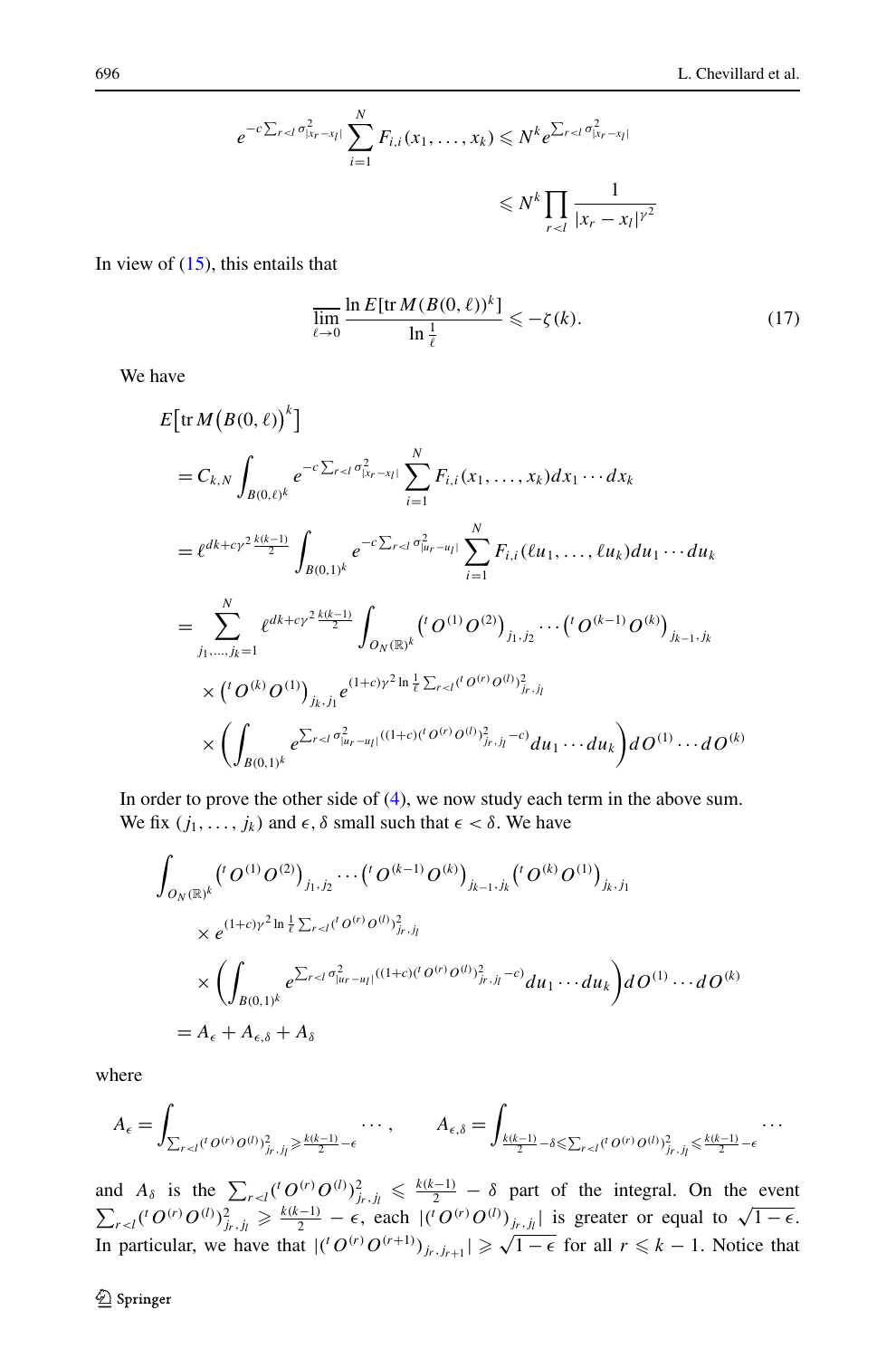$$e^{-c\sum_{r<l}\sigma^2_{|x_r-x_l|}}\sum_{i=1}^N F_{i,i}(x_1,\dots,x_k) \leqslant N^k e^{\sum_{r<l}\sigma^2_{|x_r-x_l|}}$$

$$\leqslant N^k \prod_{r<l}\frac{1}{|x_r-x_l|^{\gamma^2}}$$

In view of (15), this entails that

$$\overline{\lim_{\ell\to 0}}\frac{\ln E[\operatorname{tr} M(B(0,\ell))^k]}{\ln\frac{1}{\ell}} \leqslant -\zeta(k). \tag{17}$$

We have

$$\begin{aligned}
&E\big[\operatorname{tr} M\big(B(0,\ell)\big)^k\big]\\
&= C_{k,N}\int_{B(0,\ell)^k} e^{-c\sum_{r<l}\sigma^2_{|x_r-x_l|}}\sum_{i=1}^N F_{i,i}(x_1,\dots,x_k)\,dx_1\cdots dx_k\\
&= \ell^{dk+c\gamma^2\frac{k(k-1)}{2}}\int_{B(0,1)^k} e^{-c\sum_{r<l}\sigma^2_{|u_r-u_l|}}\sum_{i=1}^N F_{i,i}(\ell u_1,\dots,\ell u_k)\,du_1\cdots du_k\\
&= \sum_{j_1,\dots,j_k=1}^N \ell^{dk+c\gamma^2\frac{k(k-1)}{2}}\int_{O_N(\mathbb{R})^k}\big({}^tO^{(1)}O^{(2)}\big)_{j_1,j_2}\cdots\big({}^tO^{(k-1)}O^{(k)}\big)_{j_{k-1},j_k}\\
&\quad\times\big({}^tO^{(k)}O^{(1)}\big)_{j_k,j_1} e^{(1+c)\gamma^2\ln\frac{1}{\ell}\sum_{r<l}({}^tO^{(r)}O^{(l)})^2_{j_r,j_l}}\\
&\quad\times\bigg(\int_{B(0,1)^k} e^{\sum_{r<l}\sigma^2_{|u_r-u_l|}((1+c)({}^tO^{(r)}O^{(l)})^2_{j_r,j_l}-c)}du_1\cdots du_k\bigg)dO^{(1)}\cdots dO^{(k)}
\end{aligned}$$

In order to prove the other side of (4), we now study each term in the above sum. We fix $(j_1,\dots,j_k)$ and $\epsilon,\delta$ small such that $\epsilon<\delta$. We have

$$\begin{aligned}
&\int_{O_N(\mathbb{R})^k}\big({}^tO^{(1)}O^{(2)}\big)_{j_1,j_2}\cdots\big({}^tO^{(k-1)}O^{(k)}\big)_{j_{k-1},j_k}\big({}^tO^{(k)}O^{(1)}\big)_{j_k,j_1}\\
&\quad\times e^{(1+c)\gamma^2\ln\frac{1}{\ell}\sum_{r<l}({}^tO^{(r)}O^{(l)})^2_{j_r,j_l}}\\
&\quad\times\bigg(\int_{B(0,1)^k} e^{\sum_{r<l}\sigma^2_{|u_r-u_l|}((1+c)({}^tO^{(r)}O^{(l)})^2_{j_r,j_l}-c)}du_1\cdots du_k\bigg)dO^{(1)}\cdots dO^{(k)}\\
&= A_\epsilon + A_{\epsilon,\delta} + A_\delta
\end{aligned}$$

where

$$A_\epsilon = \int_{\sum_{r<l}({}^tO^{(r)}O^{(l)})^2_{j_r,j_l}\geqslant\frac{k(k-1)}{2}-\epsilon}\cdots,\qquad A_{\epsilon,\delta}=\int_{\frac{k(k-1)}{2}-\delta\leqslant\sum_{r<l}({}^tO^{(r)}O^{(l)})^2_{j_r,j_l}\leqslant\frac{k(k-1)}{2}-\epsilon}\cdots$$

and $A_\delta$ is the $\sum_{r<l}({}^tO^{(r)}O^{(l)})^2_{j_r,j_l}\leqslant\frac{k(k-1)}{2}-\delta$ part of the integral. On the event $\sum_{r<l}({}^tO^{(r)}O^{(l)})^2_{j_r,j_l}\geqslant\frac{k(k-1)}{2}-\epsilon$, each $|({}^tO^{(r)}O^{(l)})_{j_r,j_l}|$ is greater or equal to $\sqrt{1-\epsilon}$. In particular, we have that $|({}^tO^{(r)}O^{(r+1)})_{j_r,j_{r+1}}|\geqslant\sqrt{1-\epsilon}$ for all $r\leqslant k-1$. Notice that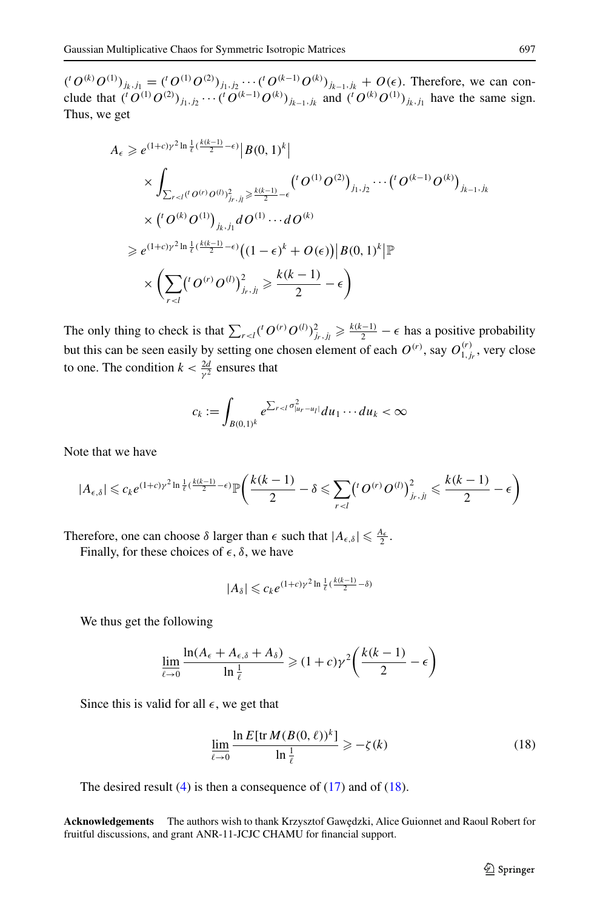$({}^tO^{(k)}O^{(1)})_{j_k,j_1} = ({}^tO^{(1)}O^{(2)})_{j_1,j_2} \cdots ({}^tO^{(k-1)}O^{(k)})_{j_{k-1},j_k} + O(\epsilon)$. Therefore, we can conclude that $({}^tO^{(1)}O^{(2)})_{j_1,j_2} \cdots ({}^tO^{(k-1)}O^{(k)})_{j_{k-1},j_k}$ and $({}^tO^{(k)}O^{(1)})_{j_k,j_1}$ have the same sign. Thus, we get

$$
\begin{aligned}
A_\epsilon &\geqslant e^{(1+c)\gamma^2 \ln\frac{1}{\ell}(\frac{k(k-1)}{2}-\epsilon)} \big|B(0,1)^k\big| \\
&\quad\times \int_{\sum_{r<l}({}^tO^{(r)}O^{(l)})^2_{j_r,j_l} \geqslant \frac{k(k-1)}{2}-\epsilon} \big({}^tO^{(1)}O^{(2)}\big)_{j_1,j_2} \cdots \big({}^tO^{(k-1)}O^{(k)}\big)_{j_{k-1},j_k} \\
&\quad\times \big({}^tO^{(k)}O^{(1)}\big)_{j_k,j_1} dO^{(1)} \cdots dO^{(k)} \\
&\geqslant e^{(1+c)\gamma^2 \ln\frac{1}{\ell}(\frac{k(k-1)}{2}-\epsilon)} \big((1-\epsilon)^k + O(\epsilon)\big) \big|B(0,1)^k\big| \mathbb{P} \\
&\quad\times \left( \sum_{r<l} \big({}^tO^{(r)}O^{(l)}\big)^2_{j_r,j_l} \geqslant \frac{k(k-1)}{2} - \epsilon \right)
\end{aligned}
$$

The only thing to check is that $\sum_{r<l}({}^tO^{(r)}O^{(l)})^2_{j_r,j_l} \geqslant \frac{k(k-1)}{2} - \epsilon$ has a positive probability but this can be seen easily by setting one chosen element of each $O^{(r)}$, say $O^{(r)}_{1,j_r}$, very close to one. The condition $k < \frac{2d}{\gamma^2}$ ensures that

$$
c_k := \int_{B(0,1)^k} e^{\sum_{r<l}\sigma^2_{|u_r-u_l|}} du_1 \cdots du_k < \infty
$$

Note that we have

$$
|A_{\epsilon,\delta}| \leqslant c_k e^{(1+c)\gamma^2 \ln\frac{1}{\ell}(\frac{k(k-1)}{2}-\epsilon)} \mathbb{P}\left( \frac{k(k-1)}{2} - \delta \leqslant \sum_{r<l} \big({}^tO^{(r)}O^{(l)}\big)^2_{j_r,j_l} \leqslant \frac{k(k-1)}{2} - \epsilon \right)
$$

Therefore, one can choose $\delta$ larger than $\epsilon$ such that $|A_{\epsilon,\delta}| \leqslant \frac{A_\epsilon}{2}$.

Finally, for these choices of $\epsilon, \delta$, we have

$$
|A_\delta| \leqslant c_k e^{(1+c)\gamma^2 \ln\frac{1}{\ell}(\frac{k(k-1)}{2}-\delta)}
$$

We thus get the following

$$
\varliminf_{\ell\to 0} \frac{\ln(A_\epsilon + A_{\epsilon,\delta} + A_\delta)}{\ln\frac{1}{\ell}} \geqslant (1+c)\gamma^2 \left( \frac{k(k-1)}{2} - \epsilon \right)
$$

Since this is valid for all $\epsilon$, we get that

$$
\varliminf_{\ell\to 0} \frac{\ln E[\operatorname{tr} M(B(0,\ell))^k]}{\ln\frac{1}{\ell}} \geqslant -\zeta(k) \tag{18}
$$

The desired result (4) is then a consequence of (17) and of (18).

**Acknowledgements** The authors wish to thank Krzysztof Gawędzki, Alice Guionnet and Raoul Robert for fruitful discussions, and grant ANR-11-JCJC CHAMU for financial support.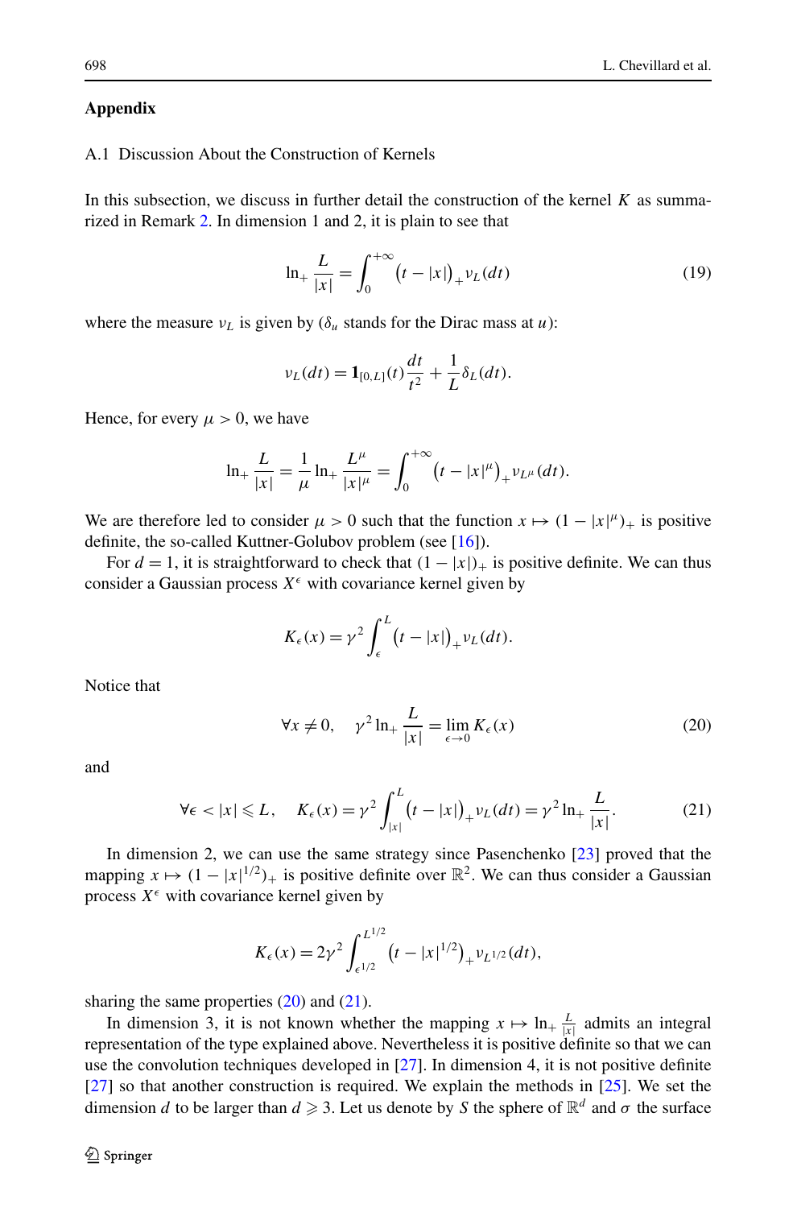## Appendix

### A.1 Discussion About the Construction of Kernels

In this subsection, we discuss in further detail the construction of the kernel $K$ as summarized in Remark 2. In dimension 1 and 2, it is plain to see that

$$\ln_+ \frac{L}{|x|} = \int_0^{+\infty} \big(t - |x|\big)_+ \nu_L(dt) \tag{19}$$

where the measure $\nu_L$ is given by ($\delta_u$ stands for the Dirac mass at $u$):

$$\nu_L(dt) = \mathbf{1}_{[0,L]}(t)\frac{dt}{t^2} + \frac{1}{L}\delta_L(dt).$$

Hence, for every $\mu > 0$, we have

$$\ln_+ \frac{L}{|x|} = \frac{1}{\mu} \ln_+ \frac{L^\mu}{|x|^\mu} = \int_0^{+\infty} \big(t - |x|^\mu\big)_+ \nu_{L^\mu}(dt).$$

We are therefore led to consider $\mu > 0$ such that the function $x \mapsto (1 - |x|^\mu)_+$ is positive definite, the so-called Kuttner-Golubov problem (see [16]).

For $d = 1$, it is straightforward to check that $(1 - |x|)_+$ is positive definite. We can thus consider a Gaussian process $X^\epsilon$ with covariance kernel given by

$$K_\epsilon(x) = \gamma^2 \int_\epsilon^L \big(t - |x|\big)_+ \nu_L(dt).$$

Notice that

$$\forall x \neq 0, \quad \gamma^2 \ln_+ \frac{L}{|x|} = \lim_{\epsilon \to 0} K_\epsilon(x) \tag{20}$$

and

$$\forall \epsilon < |x| \leqslant L, \quad K_\epsilon(x) = \gamma^2 \int_{|x|}^L \big(t - |x|\big)_+ \nu_L(dt) = \gamma^2 \ln_+ \frac{L}{|x|}. \tag{21}$$

In dimension 2, we can use the same strategy since Pasenchenko [23] proved that the mapping $x \mapsto (1 - |x|^{1/2})_+$ is positive definite over $\mathbb{R}^2$. We can thus consider a Gaussian process $X^\epsilon$ with covariance kernel given by

$$K_\epsilon(x) = 2\gamma^2 \int_{\epsilon^{1/2}}^{L^{1/2}} \big(t - |x|^{1/2}\big)_+ \nu_{L^{1/2}}(dt),$$

sharing the same properties (20) and (21).

In dimension 3, it is not known whether the mapping $x \mapsto \ln_+ \frac{L}{|x|}$ admits an integral representation of the type explained above. Nevertheless it is positive definite so that we can use the convolution techniques developed in [27]. In dimension 4, it is not positive definite [27] so that another construction is required. We explain the methods in [25]. We set the dimension $d$ to be larger than $d \geqslant 3$. Let us denote by $S$ the sphere of $\mathbb{R}^d$ and $\sigma$ the surface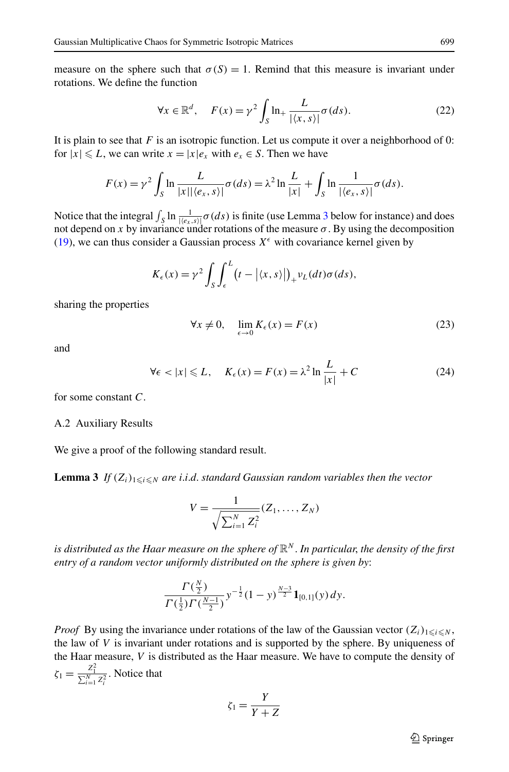measure on the sphere such that $\sigma(S) = 1$. Remind that this measure is invariant under rotations. We define the function

$$\forall x \in \mathbb{R}^d, \quad F(x) = \gamma^2 \int_S \ln_+ \frac{L}{|\langle x, s\rangle|} \sigma(ds). \tag{22}$$

It is plain to see that $F$ is an isotropic function. Let us compute it over a neighborhood of 0: for $|x| \leqslant L$, we can write $x = |x| e_x$ with $e_x \in S$. Then we have

$$F(x) = \gamma^2 \int_S \ln \frac{L}{|x||\langle e_x, s\rangle|} \sigma(ds) = \lambda^2 \ln \frac{L}{|x|} + \int_S \ln \frac{1}{|\langle e_x, s\rangle|} \sigma(ds).$$

Notice that the integral $\int_S \ln \frac{1}{|\langle e_x, s\rangle|} \sigma(ds)$ is finite (use Lemma 3 below for instance) and does not depend on $x$ by invariance under rotations of the measure $\sigma$. By using the decomposition (19), we can thus consider a Gaussian process $X^\epsilon$ with covariance kernel given by

$$K_\epsilon(x) = \gamma^2 \int_S \int_\epsilon^L \big(t - |\langle x, s\rangle|\big)_+ \nu_L(dt)\sigma(ds),$$

sharing the properties

$$\forall x \neq 0, \quad \lim_{\epsilon \to 0} K_\epsilon(x) = F(x) \tag{23}$$

and

$$\forall \epsilon < |x| \leqslant L, \quad K_\epsilon(x) = F(x) = \lambda^2 \ln \frac{L}{|x|} + C \tag{24}$$

for some constant $C$.

### A.2 Auxiliary Results

We give a proof of the following standard result.

**Lemma 3** *If $(Z_i)_{1 \leqslant i \leqslant N}$ are i.i.d. standard Gaussian random variables then the vector*

$$V = \frac{1}{\sqrt{\sum_{i=1}^N Z_i^2}} (Z_1, \dots, Z_N)$$

*is distributed as the Haar measure on the sphere of $\mathbb{R}^N$. In particular, the density of the first entry of a random vector uniformly distributed on the sphere is given by*:

$$\frac{\Gamma(\frac{N}{2})}{\Gamma(\frac{1}{2})\Gamma(\frac{N-1}{2})} y^{-\frac{1}{2}} (1-y)^{\frac{N-3}{2}} \mathbf{1}_{[0,1]}(y)\, dy.$$

*Proof* By using the invariance under rotations of the law of the Gaussian vector $(Z_i)_{1 \leqslant i \leqslant N}$, the law of $V$ is invariant under rotations and is supported by the sphere. By uniqueness of the Haar measure, $V$ is distributed as the Haar measure. We have to compute the density of $\zeta_1 = \frac{Z_1^2}{\sum_{i=1}^N Z_i^2}$. Notice that

$$\zeta_1 = \frac{Y}{Y + Z}$$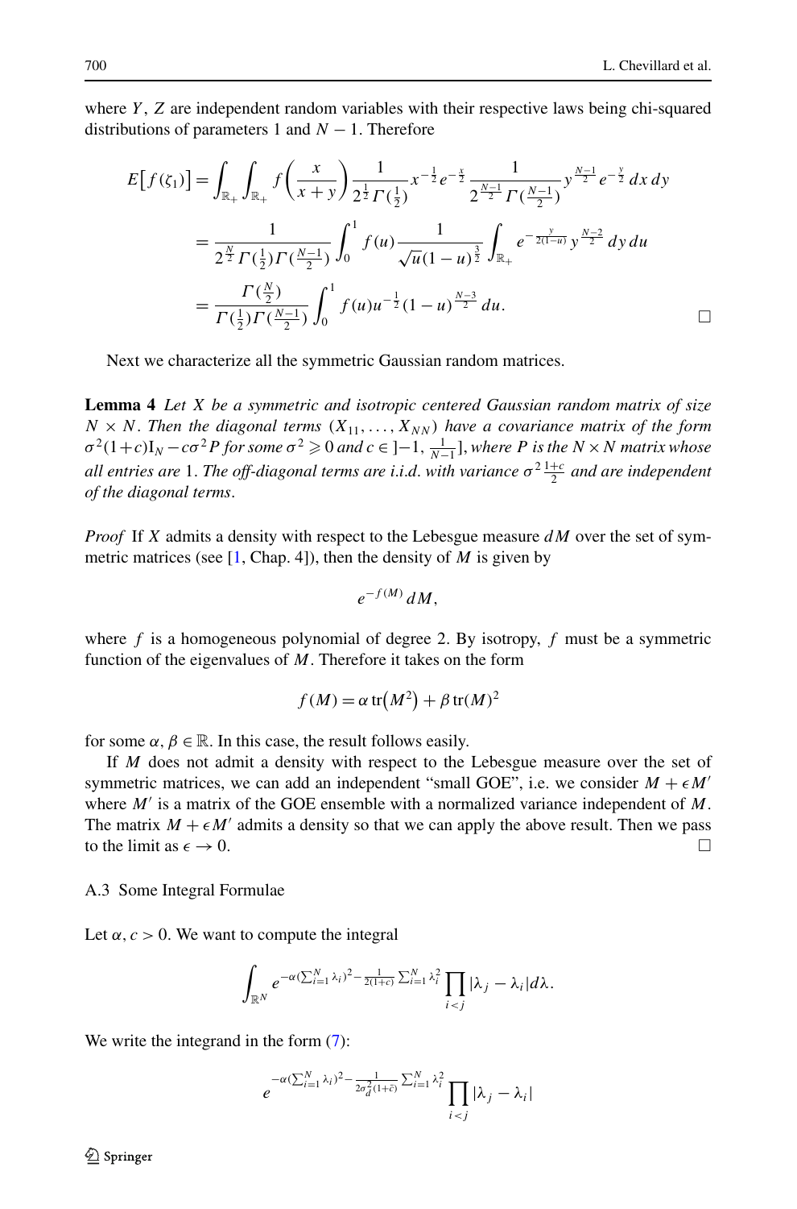where $Y$, $Z$ are independent random variables with their respective laws being chi-squared distributions of parameters 1 and $N-1$. Therefore

$$
\begin{aligned}
E\big[f(\zeta_1)\big] &= \int_{\mathbb{R}_+}\int_{\mathbb{R}_+} f\left(\frac{x}{x+y}\right)\frac{1}{2^{\frac{1}{2}}\Gamma(\frac{1}{2})}x^{-\frac{1}{2}}e^{-\frac{x}{2}}\,\frac{1}{2^{\frac{N-1}{2}}\Gamma(\frac{N-1}{2})}y^{\frac{N-1}{2}}e^{-\frac{y}{2}}\,dx\,dy \\
&= \frac{1}{2^{\frac{N}{2}}\Gamma(\frac{1}{2})\Gamma(\frac{N-1}{2})}\int_0^1 f(u)\frac{1}{\sqrt{u}(1-u)^{\frac{3}{2}}}\int_{\mathbb{R}_+} e^{-\frac{y}{2(1-u)}}y^{\frac{N-2}{2}}\,dy\,du \\
&= \frac{\Gamma(\frac{N}{2})}{\Gamma(\frac{1}{2})\Gamma(\frac{N-1}{2})}\int_0^1 f(u)u^{-\frac{1}{2}}(1-u)^{\frac{N-3}{2}}\,du.
\end{aligned}
$$

□

Next we characterize all the symmetric Gaussian random matrices.

**Lemma 4** *Let $X$ be a symmetric and isotropic centered Gaussian random matrix of size $N\times N$. Then the diagonal terms $(X_{11},\dots,X_{NN})$ have a covariance matrix of the form $\sigma^2(1+c)\mathrm{I}_N - c\sigma^2 P$ for some $\sigma^2 \geqslant 0$ and $c\in\,]-1,\frac{1}{N-1}]$, where $P$ is the $N\times N$ matrix whose all entries are* 1. *The off-diagonal terms are i.i.d. with variance $\sigma^2\frac{1+c}{2}$ and are independent of the diagonal terms.*

*Proof* If $X$ admits a density with respect to the Lebesgue measure $dM$ over the set of symmetric matrices (see [1, Chap. 4]), then the density of $M$ is given by

$$
e^{-f(M)}\,dM,
$$

where $f$ is a homogeneous polynomial of degree 2. By isotropy, $f$ must be a symmetric function of the eigenvalues of $M$. Therefore it takes on the form

$$
f(M) = \alpha\,\mathrm{tr}\big(M^2\big) + \beta\,\mathrm{tr}(M)^2
$$

for some $\alpha,\beta\in\mathbb{R}$. In this case, the result follows easily.

If $M$ does not admit a density with respect to the Lebesgue measure over the set of symmetric matrices, we can add an independent "small GOE", i.e. we consider $M+\epsilon M'$ where $M'$ is a matrix of the GOE ensemble with a normalized variance independent of $M$. The matrix $M+\epsilon M'$ admits a density so that we can apply the above result. Then we pass to the limit as $\epsilon\to 0$. □

### A.3 Some Integral Formulae

Let $\alpha, c>0$. We want to compute the integral

$$
\int_{\mathbb{R}^N} e^{-\alpha(\sum_{i=1}^N\lambda_i)^2-\frac{1}{2(1+c)}\sum_{i=1}^N\lambda_i^2}\prod_{i<j}|\lambda_j-\lambda_i|\,d\lambda.
$$

We write the integrand in the form (7):

$$
e^{-\alpha(\sum_{i=1}^N\lambda_i)^2-\frac{1}{2\sigma_d^2(1+\tilde{c})}\sum_{i=1}^N\lambda_i^2}\prod_{i<j}|\lambda_j-\lambda_i|
$$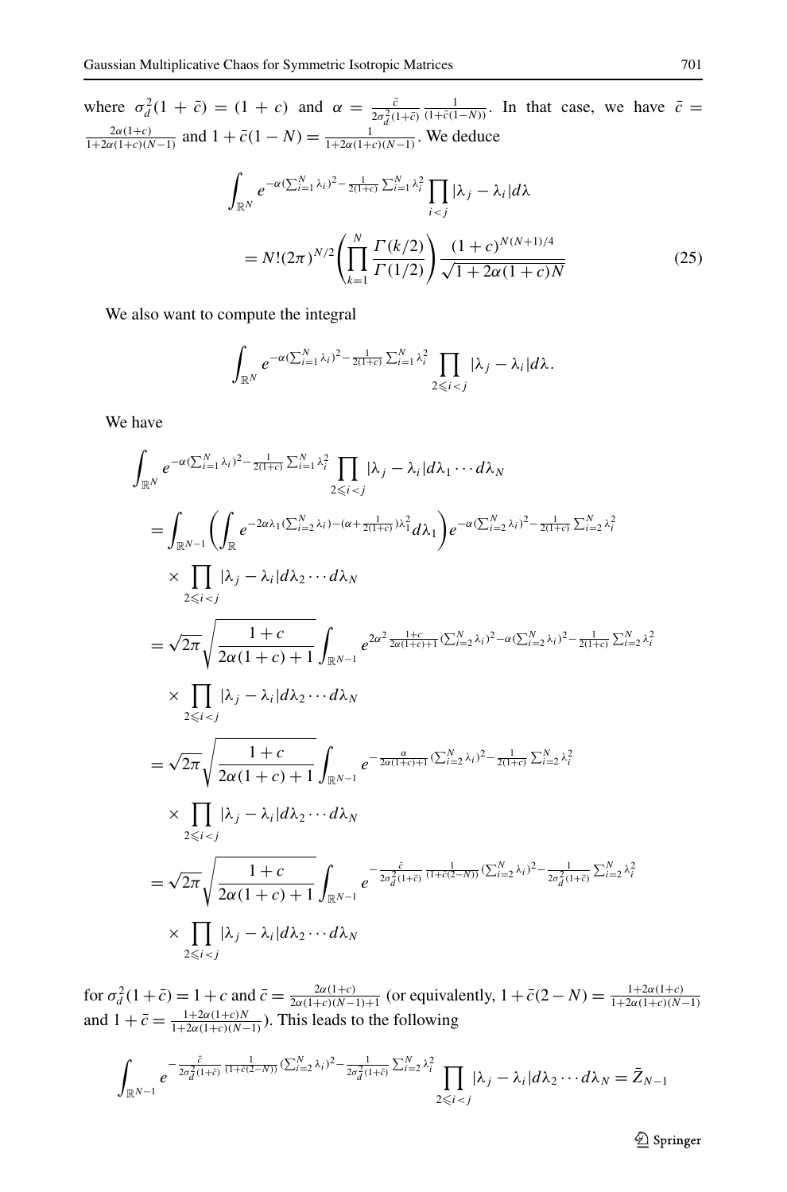where $\sigma_d^2(1+\bar{c}) = (1+c)$ and $\alpha = \frac{\bar{c}}{2\sigma_d^2(1+\bar{c})} \frac{1}{(1+\bar{c}(1-N))}$. In that case, we have $\bar{c} = \frac{2\alpha(1+c)}{1+2\alpha(1+c)(N-1)}$ and $1+\bar{c}(1-N) = \frac{1}{1+2\alpha(1+c)(N-1)}$. We deduce

$$
\begin{aligned}
&\int_{\mathbb{R}^N} e^{-\alpha(\sum_{i=1}^N \lambda_i)^2 - \frac{1}{2(1+c)}\sum_{i=1}^N \lambda_i^2} \prod_{i<j} |\lambda_j - \lambda_i| d\lambda \\
&\quad = N!(2\pi)^{N/2} \left( \prod_{k=1}^N \frac{\Gamma(k/2)}{\Gamma(1/2)} \right) \frac{(1+c)^{N(N+1)/4}}{\sqrt{1+2\alpha(1+c)N}} \qquad (25)
\end{aligned}
$$

We also want to compute the integral

$$
\int_{\mathbb{R}^N} e^{-\alpha(\sum_{i=1}^N \lambda_i)^2 - \frac{1}{2(1+c)}\sum_{i=1}^N \lambda_i^2} \prod_{2\leqslant i<j} |\lambda_j - \lambda_i| d\lambda.
$$

We have

$$
\begin{aligned}
&\int_{\mathbb{R}^N} e^{-\alpha(\sum_{i=1}^N \lambda_i)^2 - \frac{1}{2(1+c)}\sum_{i=1}^N \lambda_i^2} \prod_{2\leqslant i<j} |\lambda_j - \lambda_i| d\lambda_1 \cdots d\lambda_N \\
&= \int_{\mathbb{R}^{N-1}} \left( \int_{\mathbb{R}} e^{-2\alpha\lambda_1(\sum_{i=2}^N \lambda_i) - (\alpha + \frac{1}{2(1+c)})\lambda_1^2} d\lambda_1 \right) e^{-\alpha(\sum_{i=2}^N \lambda_i)^2 - \frac{1}{2(1+c)}\sum_{i=2}^N \lambda_i^2} \\
&\quad \times \prod_{2\leqslant i<j} |\lambda_j - \lambda_i| d\lambda_2 \cdots d\lambda_N \\
&= \sqrt{2\pi}\sqrt{\frac{1+c}{2\alpha(1+c)+1}} \int_{\mathbb{R}^{N-1}} e^{2\alpha^2 \frac{1+c}{2\alpha(1+c)+1}(\sum_{i=2}^N \lambda_i)^2 - \alpha(\sum_{i=2}^N \lambda_i)^2 - \frac{1}{2(1+c)}\sum_{i=2}^N \lambda_i^2} \\
&\quad \times \prod_{2\leqslant i<j} |\lambda_j - \lambda_i| d\lambda_2 \cdots d\lambda_N \\
&= \sqrt{2\pi}\sqrt{\frac{1+c}{2\alpha(1+c)+1}} \int_{\mathbb{R}^{N-1}} e^{-\frac{\alpha}{2\alpha(1+c)+1}(\sum_{i=2}^N \lambda_i)^2 - \frac{1}{2(1+c)}\sum_{i=2}^N \lambda_i^2} \\
&\quad \times \prod_{2\leqslant i<j} |\lambda_j - \lambda_i| d\lambda_2 \cdots d\lambda_N \\
&= \sqrt{2\pi}\sqrt{\frac{1+c}{2\alpha(1+c)+1}} \int_{\mathbb{R}^{N-1}} e^{-\frac{\bar{c}}{2\sigma_d^2(1+\bar{c})}\frac{1}{(1+\bar{c}(2-N))}(\sum_{i=2}^N \lambda_i)^2 - \frac{1}{2\sigma_d^2(1+\bar{c})}\sum_{i=2}^N \lambda_i^2} \\
&\quad \times \prod_{2\leqslant i<j} |\lambda_j - \lambda_i| d\lambda_2 \cdots d\lambda_N
\end{aligned}
$$

for $\sigma_d^2(1+\bar{c}) = 1+c$ and $\bar{c} = \frac{2\alpha(1+c)}{2\alpha(1+c)(N-1)+1}$ (or equivalently, $1+\bar{c}(2-N) = \frac{1+2\alpha(1+c)}{1+2\alpha(1+c)(N-1)}$ and $1+\bar{c} = \frac{1+2\alpha(1+c)N}{1+2\alpha(1+c)(N-1)}$). This leads to the following

$$
\int_{\mathbb{R}^{N-1}} e^{-\frac{\bar{c}}{2\sigma_d^2(1+\bar{c})}\frac{1}{(1+\bar{c}(2-N))}(\sum_{i=2}^N \lambda_i)^2 - \frac{1}{2\sigma_d^2(1+\bar{c})}\sum_{i=2}^N \lambda_i^2} \prod_{2\leqslant i<j} |\lambda_j - \lambda_i| d\lambda_2 \cdots d\lambda_N = \bar{Z}_{N-1}
$$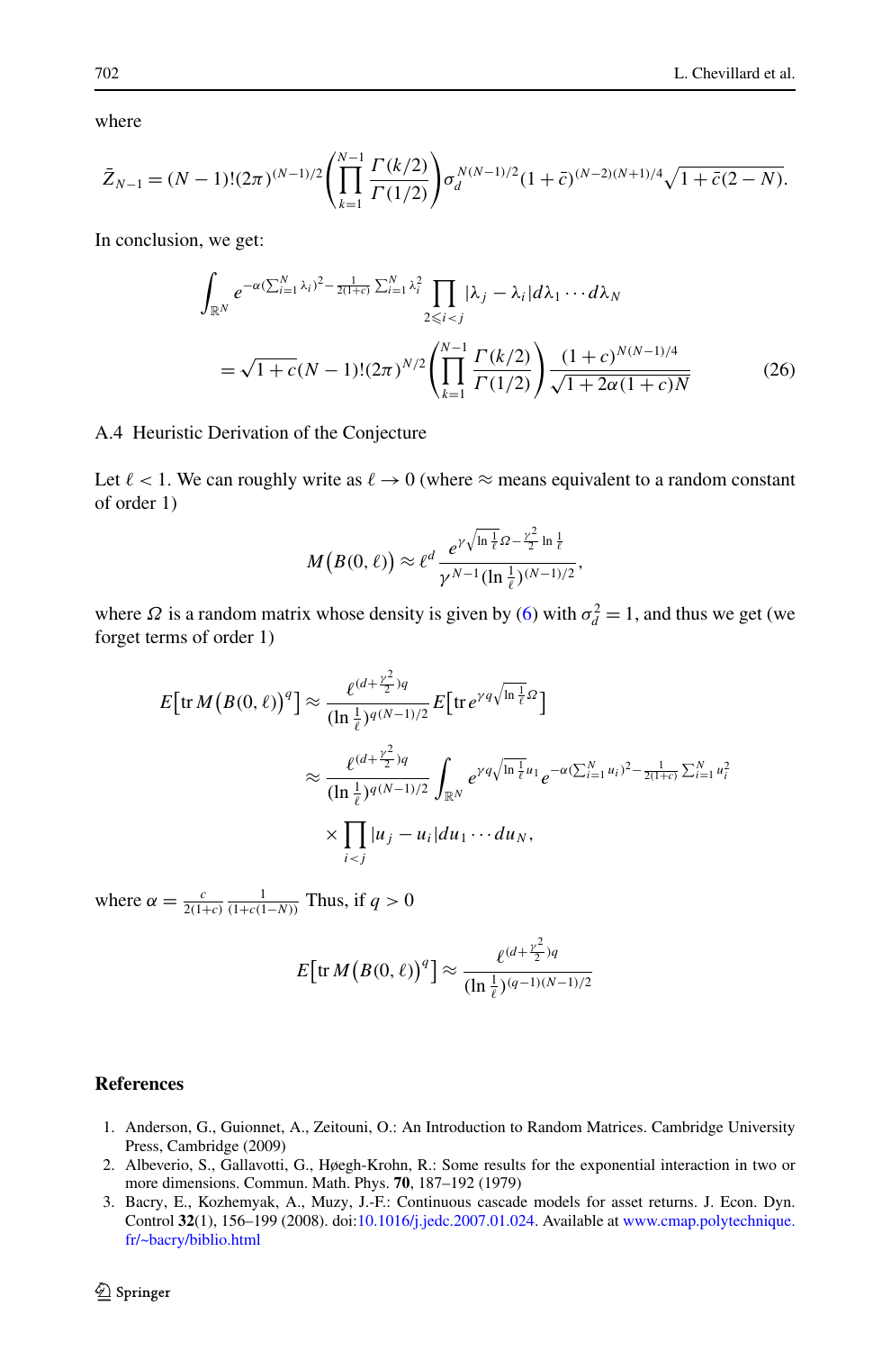where

$$\bar{Z}_{N-1} = (N-1)!(2\pi)^{(N-1)/2}\left(\prod_{k=1}^{N-1}\frac{\Gamma(k/2)}{\Gamma(1/2)}\right)\sigma_d^{N(N-1)/2}(1+\bar{c})^{(N-2)(N+1)/4}\sqrt{1+\bar{c}(2-N)}.$$

In conclusion, we get:

$$\int_{\mathbb{R}^N} e^{-\alpha(\sum_{i=1}^N \lambda_i)^2 - \frac{1}{2(1+c)}\sum_{i=1}^N \lambda_i^2} \prod_{2\leqslant i<j} |\lambda_j - \lambda_i| d\lambda_1 \cdots d\lambda_N$$
$$= \sqrt{1+c}(N-1)!(2\pi)^{N/2}\left(\prod_{k=1}^{N-1}\frac{\Gamma(k/2)}{\Gamma(1/2)}\right)\frac{(1+c)^{N(N-1)/4}}{\sqrt{1+2\alpha(1+c)N}} \tag{26}$$

### A.4 Heuristic Derivation of the Conjecture

Let $\ell < 1$. We can roughly write as $\ell \to 0$ (where $\approx$ means equivalent to a random constant of order 1)

$$M\big(B(0,\ell)\big) \approx \ell^d \frac{e^{\gamma\sqrt{\ln\frac{1}{\ell}}\Omega - \frac{\gamma^2}{2}\ln\frac{1}{\ell}}}{\gamma^{N-1}(\ln\frac{1}{\ell})^{(N-1)/2}},$$

where $\Omega$ is a random matrix whose density is given by (6) with $\sigma_d^2 = 1$, and thus we get (we forget terms of order 1)

$$E\big[\operatorname{tr} M\big(B(0,\ell)\big)^q\big] \approx \frac{\ell^{(d+\frac{\gamma^2}{2})q}}{(\ln\frac{1}{\ell})^{q(N-1)/2}} E\big[\operatorname{tr} e^{\gamma q\sqrt{\ln\frac{1}{\ell}}\Omega}\big]$$
$$\approx \frac{\ell^{(d+\frac{\gamma^2}{2})q}}{(\ln\frac{1}{\ell})^{q(N-1)/2}} \int_{\mathbb{R}^N} e^{\gamma q\sqrt{\ln\frac{1}{\ell}}u_1} e^{-\alpha(\sum_{i=1}^N u_i)^2 - \frac{1}{2(1+c)}\sum_{i=1}^N u_i^2}$$
$$\times \prod_{i<j}|u_j - u_i| du_1 \cdots du_N,$$

where $\alpha = \frac{c}{2(1+c)}\frac{1}{(1+c(1-N))}$ Thus, if $q > 0$

$$E\big[\operatorname{tr} M\big(B(0,\ell)\big)^q\big] \approx \frac{\ell^{(d+\frac{\gamma^2}{2})q}}{(\ln\frac{1}{\ell})^{(q-1)(N-1)/2}}$$

## References

1. Anderson, G., Guionnet, A., Zeitouni, O.: An Introduction to Random Matrices. Cambridge University Press, Cambridge (2009)
2. Albeverio, S., Gallavotti, G., Høegh-Krohn, R.: Some results for the exponential interaction in two or more dimensions. Commun. Math. Phys. **70**, 187–192 (1979)
3. Bacry, E., Kozhemyak, A., Muzy, J.-F.: Continuous cascade models for asset returns. J. Econ. Dyn. Control **32**(1), 156–199 (2008). doi:10.1016/j.jedc.2007.01.024. Available at www.cmap.polytechnique.fr/~bacry/biblio.html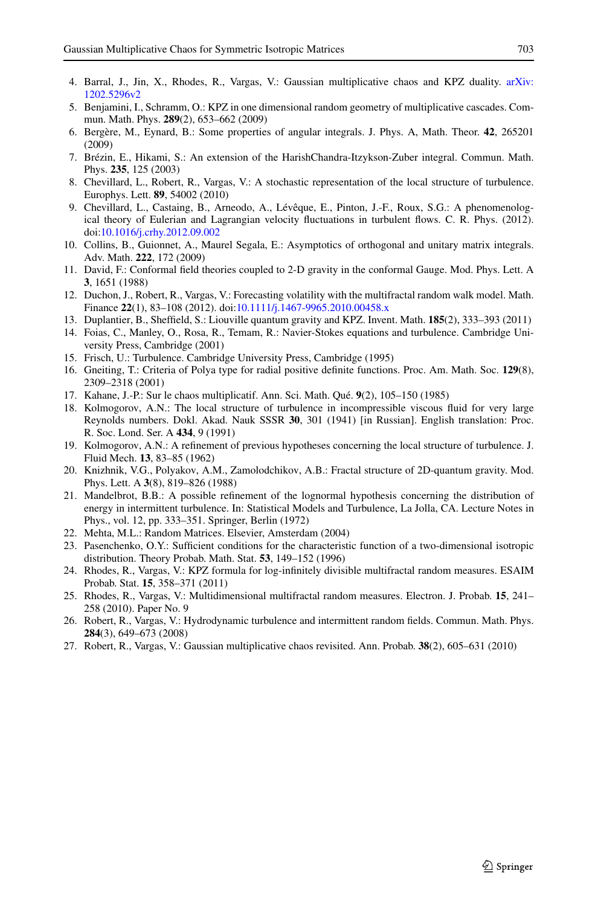4. Barral, J., Jin, X., Rhodes, R., Vargas, V.: Gaussian multiplicative chaos and KPZ duality. arXiv: 1202.5296v2
5. Benjamini, I., Schramm, O.: KPZ in one dimensional random geometry of multiplicative cascades. Commun. Math. Phys. **289**(2), 653–662 (2009)
6. Bergère, M., Eynard, B.: Some properties of angular integrals. J. Phys. A, Math. Theor. **42**, 265201 (2009)
7. Brézin, E., Hikami, S.: An extension of the HarishChandra-Itzykson-Zuber integral. Commun. Math. Phys. **235**, 125 (2003)
8. Chevillard, L., Robert, R., Vargas, V.: A stochastic representation of the local structure of turbulence. Europhys. Lett. **89**, 54002 (2010)
9. Chevillard, L., Castaing, B., Arneodo, A., Lévêque, E., Pinton, J.-F., Roux, S.G.: A phenomenological theory of Eulerian and Lagrangian velocity fluctuations in turbulent flows. C. R. Phys. (2012). doi:10.1016/j.crhy.2012.09.002
10. Collins, B., Guionnet, A., Maurel Segala, E.: Asymptotics of orthogonal and unitary matrix integrals. Adv. Math. **222**, 172 (2009)
11. David, F.: Conformal field theories coupled to 2-D gravity in the conformal Gauge. Mod. Phys. Lett. A **3**, 1651 (1988)
12. Duchon, J., Robert, R., Vargas, V.: Forecasting volatility with the multifractal random walk model. Math. Finance **22**(1), 83–108 (2012). doi:10.1111/j.1467-9965.2010.00458.x
13. Duplantier, B., Sheffield, S.: Liouville quantum gravity and KPZ. Invent. Math. **185**(2), 333–393 (2011)
14. Foias, C., Manley, O., Rosa, R., Temam, R.: Navier-Stokes equations and turbulence. Cambridge University Press, Cambridge (2001)
15. Frisch, U.: Turbulence. Cambridge University Press, Cambridge (1995)
16. Gneiting, T.: Criteria of Polya type for radial positive definite functions. Proc. Am. Math. Soc. **129**(8), 2309–2318 (2001)
17. Kahane, J.-P.: Sur le chaos multiplicatif. Ann. Sci. Math. Qué. **9**(2), 105–150 (1985)
18. Kolmogorov, A.N.: The local structure of turbulence in incompressible viscous fluid for very large Reynolds numbers. Dokl. Akad. Nauk SSSR **30**, 301 (1941) [in Russian]. English translation: Proc. R. Soc. Lond. Ser. A **434**, 9 (1991)
19. Kolmogorov, A.N.: A refinement of previous hypotheses concerning the local structure of turbulence. J. Fluid Mech. **13**, 83–85 (1962)
20. Knizhnik, V.G., Polyakov, A.M., Zamolodchikov, A.B.: Fractal structure of 2D-quantum gravity. Mod. Phys. Lett. A **3**(8), 819–826 (1988)
21. Mandelbrot, B.B.: A possible refinement of the lognormal hypothesis concerning the distribution of energy in intermittent turbulence. In: Statistical Models and Turbulence, La Jolla, CA. Lecture Notes in Phys., vol. 12, pp. 333–351. Springer, Berlin (1972)
22. Mehta, M.L.: Random Matrices. Elsevier, Amsterdam (2004)
23. Pasenchenko, O.Y.: Sufficient conditions for the characteristic function of a two-dimensional isotropic distribution. Theory Probab. Math. Stat. **53**, 149–152 (1996)
24. Rhodes, R., Vargas, V.: KPZ formula for log-infinitely divisible multifractal random measures. ESAIM Probab. Stat. **15**, 358–371 (2011)
25. Rhodes, R., Vargas, V.: Multidimensional multifractal random measures. Electron. J. Probab. **15**, 241–258 (2010). Paper No. 9
26. Robert, R., Vargas, V.: Hydrodynamic turbulence and intermittent random fields. Commun. Math. Phys. **284**(3), 649–673 (2008)
27. Robert, R., Vargas, V.: Gaussian multiplicative chaos revisited. Ann. Probab. **38**(2), 605–631 (2010)